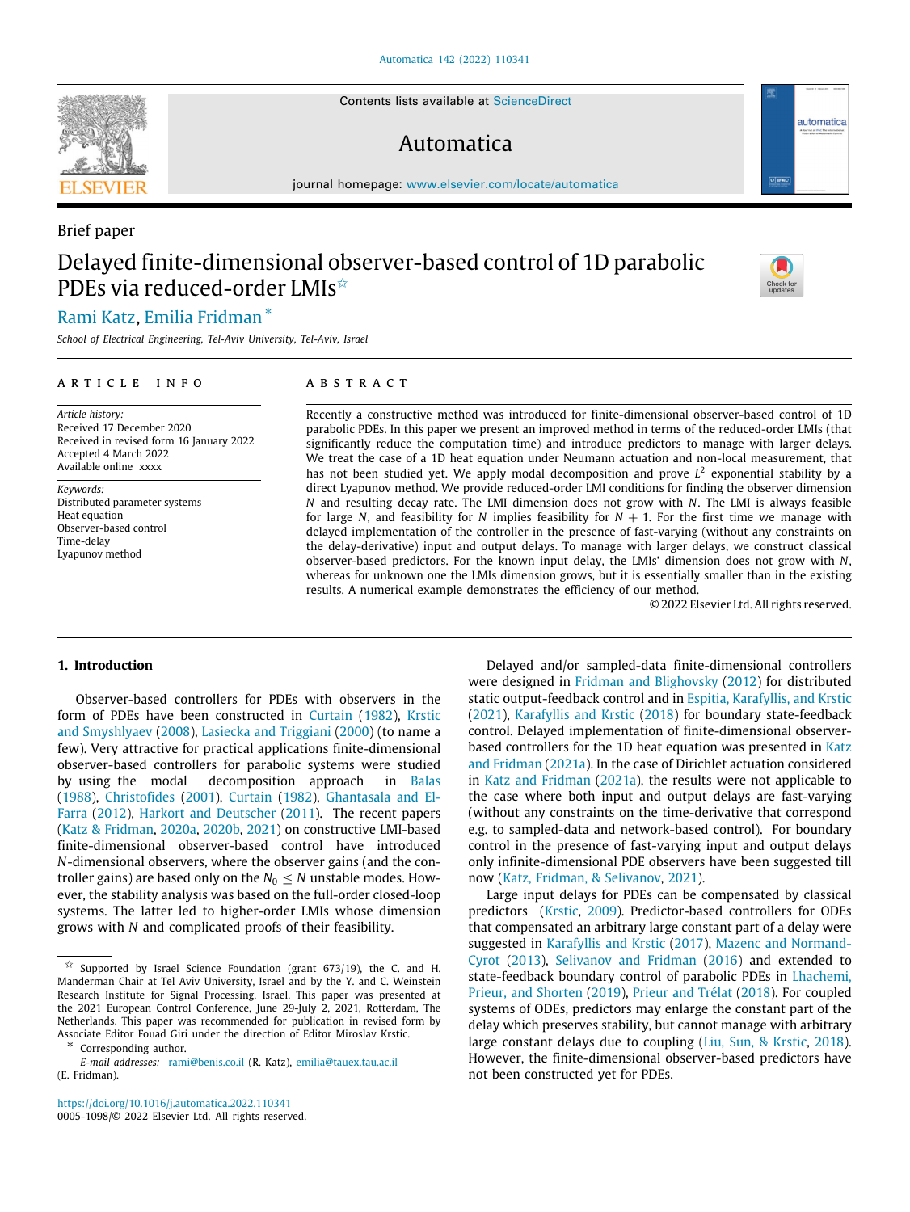Brief paper

# Delayed finite-dimensional observer-based control of 1D parabolic PDEs via reduced-order LMIs ☆

Rami Katz, Emilia Fridman *

*School of Electrical Engineering, Tel-Aviv University, Tel-Aviv, Israel*

**ARTICLE INFO**

*Article history:*
Received 17 December 2020
Received in revised form 16 January 2022
Accepted 4 March 2022
Available online xxxx

*Keywords:*
Distributed parameter systems
Heat equation
Observer-based control
Time-delay
Lyapunov method

**ABSTRACT**

Recently a constructive method was introduced for finite-dimensional observer-based control of 1D parabolic PDEs. In this paper we present an improved method in terms of the reduced-order LMIs (that significantly reduce the computation time) and introduce predictors to manage with larger delays. We treat the case of a 1D heat equation under Neumann actuation and non-local measurement, that has not been studied yet. We apply modal decomposition and prove $L^2$ exponential stability by a direct Lyapunov method. We provide reduced-order LMI conditions for finding the observer dimension $N$ and resulting decay rate. The LMI dimension does not grow with $N$. The LMI is always feasible for large $N$, and feasibility for $N$ implies feasibility for $N+1$. For the first time we manage with delayed implementation of the controller in the presence of fast-varying (without any constraints on the delay-derivative) input and output delays. To manage with larger delays, we construct classical observer-based predictors. For the known input delay, the LMIs' dimension does not grow with $N$, whereas for unknown one the LMIs dimension grows, but it is essentially smaller than in the existing results. A numerical example demonstrates the efficiency of our method.

© 2022 Elsevier Ltd. All rights reserved.

## 1. Introduction

Observer-based controllers for PDEs with observers in the form of PDEs have been constructed in Curtain (1982), Krstic and Smyshlyaev (2008), Lasiecka and Triggiani (2000) (to name a few). Very attractive for practical applications finite-dimensional observer-based controllers for parabolic systems were studied by using the modal decomposition approach in Balas (1988), Christofides (2001), Curtain (1982), Ghantasala and El-Farra (2012), Harkort and Deutscher (2011). The recent papers (Katz & Fridman, 2020a, 2020b, 2021) on constructive LMI-based finite-dimensional observer-based control have introduced $N$-dimensional observers, where the observer gains (and the controller gains) are based only on the $N_0 \leq N$ unstable modes. However, the stability analysis was based on the full-order closed-loop systems. The latter led to higher-order LMIs whose dimension grows with $N$ and complicated proofs of their feasibility.

Delayed and/or sampled-data finite-dimensional controllers were designed in Fridman and Blighovsky (2012) for distributed static output-feedback control and in Espitia, Karafyllis, and Krstic (2021), Karafyllis and Krstic (2018) for boundary state-feedback control. Delayed implementation of finite-dimensional observer-based controllers for the 1D heat equation was presented in Katz and Fridman (2021a). In the case of Dirichlet actuation considered in Katz and Fridman (2021a), the results were not applicable to the case where both input and output delays are fast-varying (without any constraints on the time-derivative that correspond e.g. to sampled-data and network-based control). For boundary control in the presence of fast-varying input and output delays only infinite-dimensional PDE observers have been suggested till now (Katz, Fridman, & Selivanov, 2021).

Large input delays for PDEs can be compensated by classical predictors (Krstic, 2009). Predictor-based controllers for ODEs that compensated an arbitrary large constant part of a delay were suggested in Karafyllis and Krstic (2017), Mazenc and Normand-Cyrot (2013), Selivanov and Fridman (2016) and extended to state-feedback boundary control of parabolic PDEs in Lhachemi, Prieur, and Shorten (2019), Prieur and Trélat (2018). For coupled systems of ODEs, predictors may enlarge the constant part of the delay which preserves stability, but cannot manage with arbitrary large constant delays due to coupling (Liu, Sun, & Krstic, 2018). However, the finite-dimensional observer-based predictors have not been constructed yet for PDEs.

☆ Supported by Israel Science Foundation (grant 673/19), the C. and H. Manderman Chair at Tel Aviv University, Israel and by the Y. and C. Weinstein Research Institute for Signal Processing, Israel. This paper was presented at the 2021 European Control Conference, June 29-July 2, 2021, Rotterdam, The Netherlands. This paper was recommended for publication in revised form by Associate Editor Fouad Giri under the direction of Editor Miroslav Krstic.

\* Corresponding author.

*E-mail addresses:* rami@benis.co.il (R. Katz), emilia@tauex.tau.ac.il (E. Fridman).

https://doi.org/10.1016/j.automatica.2022.110341
0005-1098/© 2022 Elsevier Ltd. All rights reserved.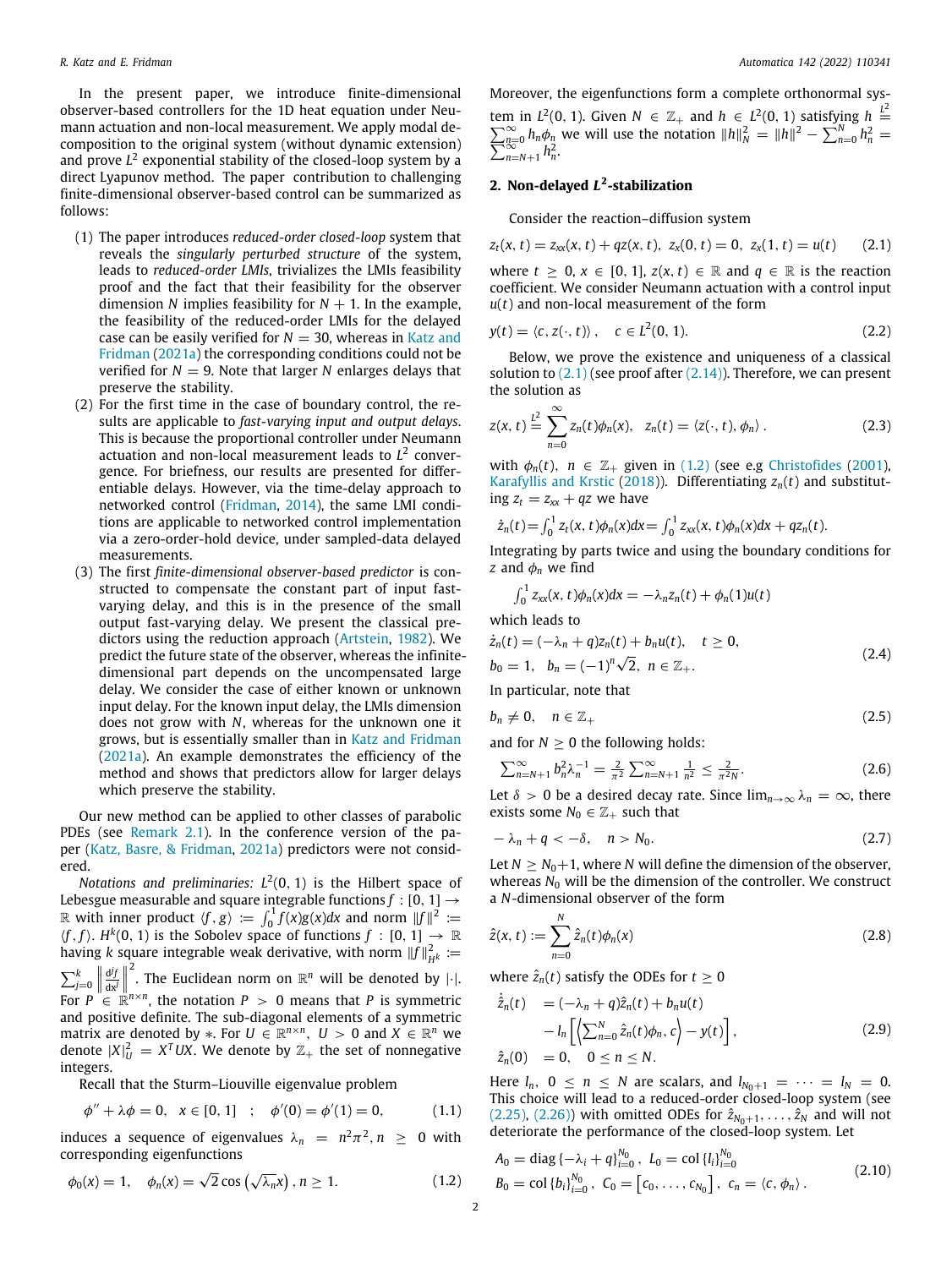In the present paper, we introduce finite-dimensional observer-based controllers for the 1D heat equation under Neumann actuation and non-local measurement. We apply modal decomposition to the original system (without dynamic extension) and prove $L^2$ exponential stability of the closed-loop system by a direct Lyapunov method. The paper contribution to challenging finite-dimensional observer-based control can be summarized as follows:

1. The paper introduces *reduced-order closed-loop* system that reveals the *singularly perturbed structure* of the system, leads to *reduced-order LMIs*, trivializes the LMIs feasibility proof and the fact that their feasibility for the observer dimension $N$ implies feasibility for $N+1$. In the example, the feasibility of the reduced-order LMIs for the delayed case can be easily verified for $N=30$, whereas in Katz and Fridman (2021a) the corresponding conditions could not be verified for $N=9$. Note that larger $N$ enlarges delays that preserve the stability.
2. For the first time in the case of boundary control, the results are applicable to *fast-varying input and output delays*. This is because the proportional controller under Neumann actuation and non-local measurement leads to $L^2$ convergence. For briefness, our results are presented for differentiable delays. However, via the time-delay approach to networked control (Fridman, 2014), the same LMI conditions are applicable to networked control implementation via a zero-order-hold device, under sampled-data delayed measurements.
3. The first *finite-dimensional observer-based predictor* is constructed to compensate the constant part of input fast-varying delay, and this is in the presence of the small output fast-varying delay. We present the classical predictors using the reduction approach (Artstein, 1982). We predict the future state of the observer, whereas the infinite-dimensional part depends on the uncompensated large delay. We consider the case of either known or unknown input delay. For the known input delay, the LMIs dimension does not grow with $N$, whereas for the unknown one it grows, but is essentially smaller than in Katz and Fridman (2021a). An example demonstrates the efficiency of the method and shows that predictors allow for larger delays which preserve the stability.

Our new method can be applied to other classes of parabolic PDEs (see Remark 2.1). In the conference version of the paper (Katz, Basre, & Fridman, 2021a) predictors were not considered.

*Notations and preliminaries:* $L^2(0,1)$ is the Hilbert space of Lebesgue measurable and square integrable functions $f:[0,1]\to\mathbb{R}$ with inner product $\langle f,g\rangle := \int_0^1 f(x)g(x)dx$ and norm $\|f\|^2 := \langle f,f\rangle$. $H^k(0,1)$ is the Sobolev space of functions $f:[0,1]\to\mathbb{R}$ having $k$ square integrable weak derivative, with norm $\|f\|^2_{H^k} := \sum_{j=0}^k \left\|\frac{d^jf}{dx^j}\right\|^2$. The Euclidean norm on $\mathbb{R}^n$ will be denoted by $|\cdot|$. For $P\in\mathbb{R}^{n\times n}$, the notation $P>0$ means that $P$ is symmetric and positive definite. The sub-diagonal elements of a symmetric matrix are denoted by $*$. For $U\in\mathbb{R}^{n\times n}$, $U>0$ and $X\in\mathbb{R}^n$ we denote $|X|_U^2 = X^TUX$. We denote by $\mathbb{Z}_+$ the set of nonnegative integers.

Recall that the Sturm–Liouville eigenvalue problem

$$\phi''+\lambda\phi=0,\quad x\in[0,1]\quad;\quad \phi'(0)=\phi'(1)=0, \tag{1.1}$$

induces a sequence of eigenvalues $\lambda_n = n^2\pi^2, n\geq 0$ with corresponding eigenfunctions

$$\phi_0(x)=1,\quad \phi_n(x)=\sqrt{2}\cos\left(\sqrt{\lambda_n}x\right), n\geq 1. \tag{1.2}$$

Moreover, the eigenfunctions form a complete orthonormal system in $L^2(0,1)$. Given $N\in\mathbb{Z}_+$ and $h\in L^2(0,1)$ satisfying $h \overset{L^2}{=} \sum_{n=0}^\infty h_n\phi_n$ we will use the notation $\|h\|_N^2 = \|h\|^2 - \sum_{n=0}^N h_n^2 = \sum_{n=N+1}^\infty h_n^2$.

## 2. Non-delayed $L^2$-stabilization

Consider the reaction–diffusion system

$$z_t(x,t) = z_{xx}(x,t)+qz(x,t),\ z_x(0,t)=0,\ z_x(1,t)=u(t) \tag{2.1}$$

where $t\geq 0$, $x\in[0,1]$, $z(x,t)\in\mathbb{R}$ and $q\in\mathbb{R}$ is the reaction coefficient. We consider Neumann actuation with a control input $u(t)$ and non-local measurement of the form

$$y(t) = \langle c, z(\cdot,t)\rangle,\quad c\in L^2(0,1). \tag{2.2}$$

Below, we prove the existence and uniqueness of a classical solution to (2.1) (see proof after (2.14)). Therefore, we can present the solution as

$$z(x,t) \overset{L^2}{=} \sum_{n=0}^\infty z_n(t)\phi_n(x),\quad z_n(t) = \langle z(\cdot,t),\phi_n\rangle. \tag{2.3}$$

with $\phi_n(t)$, $n\in\mathbb{Z}_+$ given in (1.2) (see e.g Christofides (2001), Karafyllis and Krstic (2018)). Differentiating $z_n(t)$ and substituting $z_t = z_{xx}+qz$ we have

$$\dot z_n(t) = \int_0^1 z_t(x,t)\phi_n(x)dx = \int_0^1 z_{xx}(x,t)\phi_n(x)dx + qz_n(t).$$

Integrating by parts twice and using the boundary conditions for $z$ and $\phi_n$ we find

$$\int_0^1 z_{xx}(x,t)\phi_n(x)dx = -\lambda_n z_n(t) + \phi_n(1)u(t)$$

which leads to

$$\begin{aligned}&\dot z_n(t) = (-\lambda_n+q)z_n(t) + b_nu(t),\quad t\geq 0,\\ &b_0=1,\quad b_n=(-1)^n\sqrt{2},\ n\in\mathbb{Z}_+.\end{aligned} \tag{2.4}$$

In particular, note that

$$b_n\neq 0,\quad n\in\mathbb{Z}_+ \tag{2.5}$$

and for $N\geq 0$ the following holds:

$$\sum_{n=N+1}^\infty b_n^2\lambda_n^{-1} = \frac{2}{\pi^2}\sum_{n=N+1}^\infty \frac{1}{n^2} \leq \frac{2}{\pi^2 N}. \tag{2.6}$$

Let $\delta>0$ be a desired decay rate. Since $\lim_{n\to\infty}\lambda_n=\infty$, there exists some $N_0\in\mathbb{Z}_+$ such that

$$-\lambda_n + q < -\delta,\quad n>N_0. \tag{2.7}$$

Let $N\geq N_0+1$, where $N$ will define the dimension of the observer, whereas $N_0$ will be the dimension of the controller. We construct a $N$-dimensional observer of the form

$$\hat z(x,t) := \sum_{n=0}^N \hat z_n(t)\phi_n(x) \tag{2.8}$$

where $\hat z_n(t)$ satisfy the ODEs for $t\geq 0$

$$\begin{aligned}\dot{\hat z}_n(t) &= (-\lambda_n+q)\hat z_n(t) + b_nu(t)\\ &\quad - l_n\left[\left\langle \sum_{n=0}^N \hat z_n(t)\phi_n, c\right\rangle - y(t)\right],\\ \hat z_n(0) &= 0,\quad 0\leq n\leq N.\end{aligned} \tag{2.9}$$

Here $l_n$, $0\leq n\leq N$ are scalars, and $l_{N_0+1}=\cdots=l_N=0$. This choice will lead to a reduced-order closed-loop system (see (2.25), (2.26)) with omitted ODEs for $\hat z_{N_0+1},\ldots,\hat z_N$ and will not deteriorate the performance of the closed-loop system. Let

$$\begin{aligned}&A_0 = \operatorname{diag}\{-\lambda_i+q\}_{i=0}^{N_0},\ L_0 = \operatorname{col}\{l_i\}_{i=0}^{N_0}\\ &B_0 = \operatorname{col}\{b_i\}_{i=0}^{N_0},\ C_0 = \left[c_0,\ldots,c_{N_0}\right],\ c_n = \langle c,\phi_n\rangle.\end{aligned} \tag{2.10}$$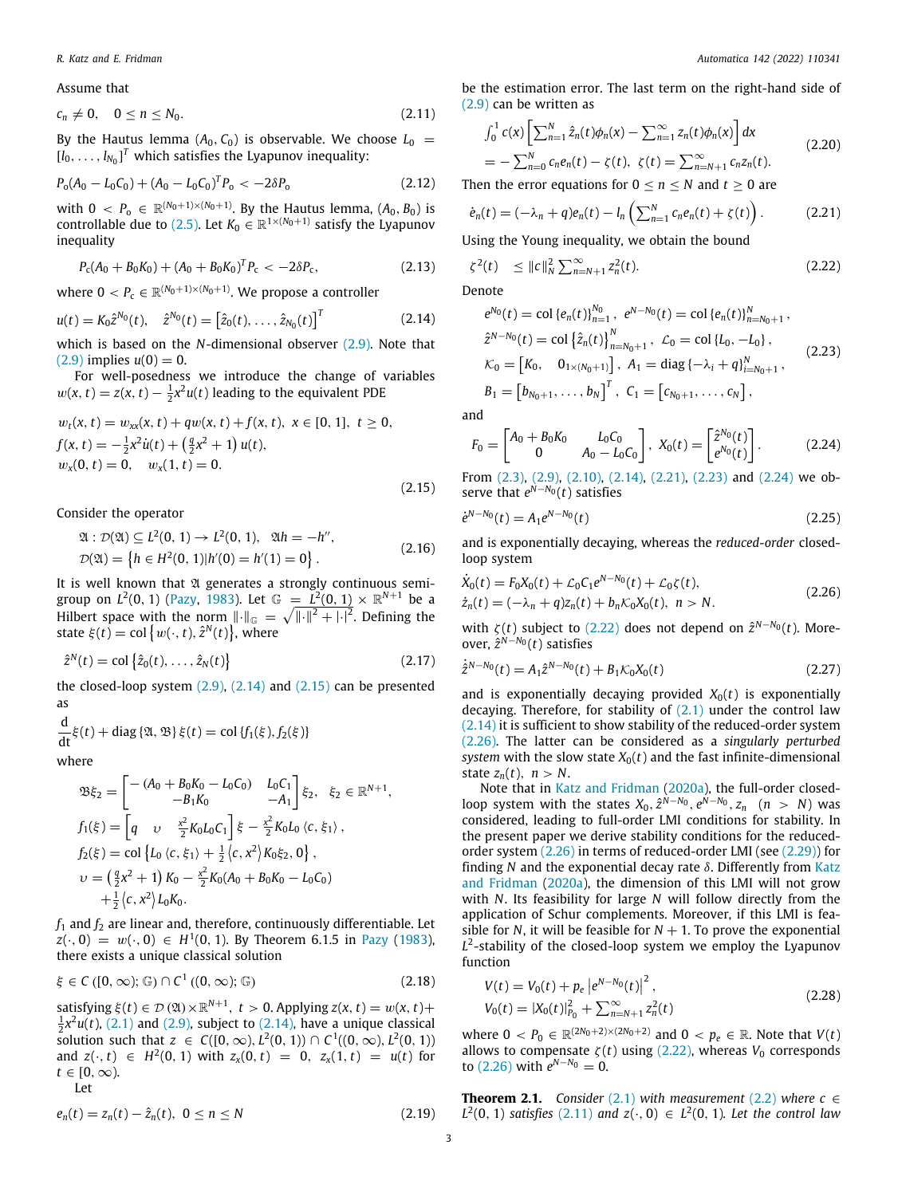Assume that

$$c_n \neq 0, \quad 0 \le n \le N_0. \tag{2.11}$$

By the Hautus lemma $(A_0, C_0)$ is observable. We choose $L_0 = [l_0, \ldots, l_{N_0}]^T$ which satisfies the Lyapunov inequality:

$$P_o(A_0 - L_0C_0) + (A_0 - L_0C_0)^T P_o < -2\delta P_o \tag{2.12}$$

with $0 < P_o \in \mathbb{R}^{(N_0+1)\times(N_0+1)}$. By the Hautus lemma, $(A_0, B_0)$ is controllable due to (2.5). Let $K_0 \in \mathbb{R}^{1\times(N_0+1)}$ satisfy the Lyapunov inequality

$$P_c(A_0 + B_0K_0) + (A_0 + B_0K_0)^T P_c < -2\delta P_c, \tag{2.13}$$

where $0 < P_c \in \mathbb{R}^{(N_0+1)\times(N_0+1)}$. We propose a controller

$$u(t) = K_0\hat{z}^{N_0}(t), \quad \hat{z}^{N_0}(t) = \left[\hat{z}_0(t), \ldots, \hat{z}_{N_0}(t)\right]^T \tag{2.14}$$

which is based on the $N$-dimensional observer (2.9). Note that (2.9) implies $u(0) = 0$.

For well-posedness we introduce the change of variables $w(x,t) = z(x,t) - \frac{1}{2}x^2u(t)$ leading to the equivalent PDE

$$\begin{aligned}
&w_t(x,t) = w_{xx}(x,t) + qw(x,t) + f(x,t), \ x \in [0,1], \ t \ge 0,\\
&f(x,t) = -\tfrac{1}{2}x^2\dot{u}(t) + \left(\tfrac{q}{2}x^2 + 1\right)u(t),\\
&w_x(0,t) = 0, \quad w_x(1,t) = 0.
\end{aligned} \tag{2.15}$$

Consider the operator

$$\begin{aligned}
&\mathfrak{A} : \mathcal{D}(\mathfrak{A}) \subseteq L^2(0,1) \to L^2(0,1), \quad \mathfrak{A}h = -h'',\\
&\mathcal{D}(\mathfrak{A}) = \left\{h \in H^2(0,1) | h'(0) = h'(1) = 0\right\}.
\end{aligned} \tag{2.16}$$

It is well known that $\mathfrak{A}$ generates a strongly continuous semigroup on $L^2(0,1)$ (Pazy, 1983). Let $\mathbb{G} = L^2(0,1) \times \mathbb{R}^{N+1}$ be a Hilbert space with the norm $\|\cdot\|_{\mathbb{G}} = \sqrt{\|\cdot\|^2 + |\cdot|^2}$. Defining the state $\xi(t) = \mathrm{col}\left\{w(\cdot,t), \hat{z}^N(t)\right\}$, where

$$\hat{z}^N(t) = \mathrm{col}\left\{\hat{z}_0(t), \ldots, \hat{z}_N(t)\right\} \tag{2.17}$$

the closed-loop system (2.9), (2.14) and (2.15) can be presented as

$$\frac{\mathrm{d}}{\mathrm{d}t}\xi(t) + \mathrm{diag}\left\{\mathfrak{A}, \mathfrak{B}\right\}\xi(t) = \mathrm{col}\left\{f_1(\xi), f_2(\xi)\right\}$$

where

$$\begin{aligned}
&\mathfrak{B}\xi_2 = \begin{bmatrix} -(A_0 + B_0K_0 - L_0C_0) & L_0C_1 \\ -B_1K_0 & -A_1 \end{bmatrix}\xi_2, \quad \xi_2 \in \mathbb{R}^{N+1},\\
&f_1(\xi) = \begin{bmatrix} q & \upsilon & \frac{x^2}{2}K_0L_0C_1 \end{bmatrix}\xi - \frac{x^2}{2}K_0L_0\left\langle c, \xi_1\right\rangle,\\
&f_2(\xi) = \mathrm{col}\left\{L_0\left\langle c, \xi_1\right\rangle + \tfrac{1}{2}\left\langle c, x^2\right\rangle K_0\xi_2, 0\right\},\\
&\upsilon = \left(\tfrac{q}{2}x^2 + 1\right)K_0 - \tfrac{x^2}{2}K_0(A_0 + B_0K_0 - L_0C_0)\\
&\quad + \tfrac{1}{2}\left\langle c, x^2\right\rangle L_0K_0.
\end{aligned}$$

$f_1$ and $f_2$ are linear and, therefore, continuously differentiable. Let $z(\cdot,0) = w(\cdot,0) \in H^1(0,1)$. By Theorem 6.1.5 in Pazy (1983), there exists a unique classical solution

$$\xi \in C\left([0,\infty); \mathbb{G}\right) \cap C^1\left((0,\infty); \mathbb{G}\right) \tag{2.18}$$

satisfying $\xi(t) \in \mathcal{D}(\mathfrak{A}) \times \mathbb{R}^{N+1}$, $t > 0$. Applying $z(x,t) = w(x,t) + \frac{1}{2}x^2u(t)$, (2.1) and (2.9), subject to (2.14), have a unique classical solution such that $z \in C([0,\infty), L^2(0,1)) \cap C^1((0,\infty), L^2(0,1))$ and $z(\cdot,t) \in H^2(0,1)$ with $z_x(0,t) = 0$, $z_x(1,t) = u(t)$ for $t \in [0,\infty)$.

Let

$$e_n(t) = z_n(t) - \hat{z}_n(t), \quad 0 \le n \le N \tag{2.19}$$

be the estimation error. The last term on the right-hand side of (2.9) can be written as

$$\begin{aligned}
&\textstyle\int_0^1 c(x)\left[\sum_{n=1}^{N}\hat{z}_n(t)\phi_n(x) - \sum_{n=1}^{\infty} z_n(t)\phi_n(x)\right]dx\\
&= -\textstyle\sum_{n=0}^{N} c_ne_n(t) - \zeta(t), \ \ \zeta(t) = \sum_{n=N+1}^{\infty} c_nz_n(t).
\end{aligned} \tag{2.20}$$

Then the error equations for $0 \le n \le N$ and $t \ge 0$ are

$$\dot{e}_n(t) = (-\lambda_n + q)e_n(t) - l_n\left(\textstyle\sum_{n=1}^{N} c_ne_n(t) + \zeta(t)\right). \tag{2.21}$$

Using the Young inequality, we obtain the bound

$$\zeta^2(t) \quad \le \|c\|_N^2 \textstyle\sum_{n=N+1}^{\infty} z_n^2(t). \tag{2.22}$$

Denote

$$\begin{aligned}
&e^{N_0}(t) = \mathrm{col}\left\{e_n(t)\right\}_{n=1}^{N_0}, \ \ e^{N-N_0}(t) = \mathrm{col}\left\{e_n(t)\right\}_{n=N_0+1}^{N},\\
&\hat{z}^{N-N_0}(t) = \mathrm{col}\left\{\hat{z}_n(t)\right\}_{n=N_0+1}^{N}, \ \ \mathcal{L}_0 = \mathrm{col}\left\{L_0, -L_0\right\},\\
&\mathcal{K}_0 = \left[K_0, \quad 0_{1\times(N_0+1)}\right], \ \ A_1 = \mathrm{diag}\left\{-\lambda_i + q\right\}_{i=N_0+1}^{N},\\
&B_1 = \left[b_{N_0+1}, \ldots, b_N\right]^T, \ \ C_1 = \left[c_{N_0+1}, \ldots, c_N\right],
\end{aligned} \tag{2.23}$$

and

$$F_0 = \begin{bmatrix} A_0 + B_0K_0 & L_0C_0 \\ 0 & A_0 - L_0C_0 \end{bmatrix}, \ X_0(t) = \begin{bmatrix} \hat{z}^{N_0}(t) \\ e^{N_0}(t) \end{bmatrix}. \tag{2.24}$$

From (2.3), (2.9), (2.10), (2.14), (2.21), (2.23) and (2.24) we observe that $e^{N-N_0}(t)$ satisfies

$$\dot{e}^{N-N_0}(t) = A_1e^{N-N_0}(t) \tag{2.25}$$

and is exponentially decaying, whereas the *reduced-order* closed-loop system

$$\begin{aligned}
&\dot{X}_0(t) = F_0X_0(t) + \mathcal{L}_0C_1e^{N-N_0}(t) + \mathcal{L}_0\zeta(t),\\
&\dot{z}_n(t) = (-\lambda_n + q)z_n(t) + b_n\mathcal{K}_0X_0(t), \ n > N.
\end{aligned} \tag{2.26}$$

with $\zeta(t)$ subject to (2.22) does not depend on $\hat{z}^{N-N_0}(t)$. Moreover, $\hat{z}^{N-N_0}(t)$ satisfies

$$\dot{\hat{z}}^{N-N_0}(t) = A_1\hat{z}^{N-N_0}(t) + B_1\mathcal{K}_0X_0(t) \tag{2.27}$$

and is exponentially decaying provided $X_0(t)$ is exponentially decaying. Therefore, for stability of (2.1) under the control law (2.14) it is sufficient to show stability of the reduced-order system (2.26). The latter can be considered as a *singularly perturbed system* with the slow state $X_0(t)$ and the fast infinite-dimensional state $z_n(t)$, $n > N$.

Note that in Katz and Fridman (2020a), the full-order closed-loop system with the states $X_0, \hat{z}^{N-N_0}, e^{N-N_0}, z_n \ (n > N)$ was considered, leading to full-order LMI conditions for stability. In the present paper we derive stability conditions for the reduced-order system (2.26) in terms of reduced-order LMI (see (2.29)) for finding $N$ and the exponential decay rate $\delta$. Differently from Katz and Fridman (2020a), the dimension of this LMI will not grow with $N$. Its feasibility for large $N$ will follow directly from the application of Schur complements. Moreover, if this LMI is feasible for $N$, it will be feasible for $N+1$. To prove the exponential $L^2$-stability of the closed-loop system we employ the Lyapunov function

$$\begin{aligned}
&V(t) = V_0(t) + p_e\left|e^{N-N_0}(t)\right|^2,\\
&V_0(t) = |X_0(t)|_{P_0}^2 + \textstyle\sum_{n=N+1}^{\infty} z_n^2(t)
\end{aligned} \tag{2.28}$$

where $0 < P_0 \in \mathbb{R}^{(2N_0+2)\times(2N_0+2)}$ and $0 < p_e \in \mathbb{R}$. Note that $V(t)$ allows to compensate $\zeta(t)$ using (2.22), whereas $V_0$ corresponds to (2.26) with $e^{N-N_0} = 0$.

**Theorem 2.1.** *Consider (2.1) with measurement (2.2) where $c \in L^2(0,1)$ satisfies (2.11) and $z(\cdot,0) \in L^2(0,1)$. Let the control law*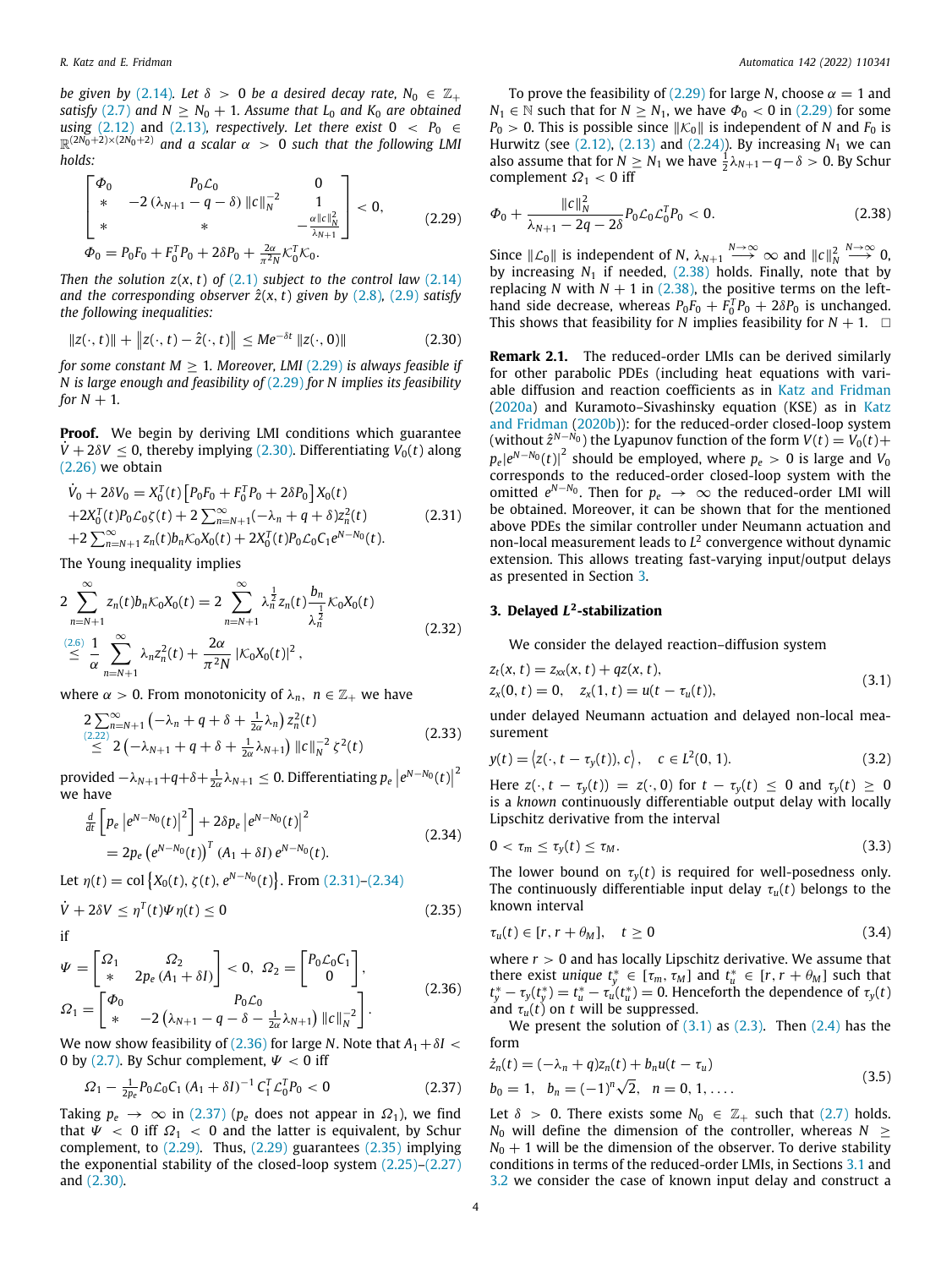be given by (2.14). Let $\delta > 0$ be a desired decay rate, $N_0 \in \mathbb{Z}_+$ satisfy (2.7) and $N \geq N_0 + 1$. Assume that $L_0$ and $K_0$ are obtained using (2.12) and (2.13), respectively. Let there exist $0 < P_0 \in \mathbb{R}^{(2N_0+2)\times(2N_0+2)}$ and a scalar $\alpha > 0$ such that the following LMI holds:*

$$
\begin{bmatrix} \Phi_0 & P_0\mathcal{L}_0 & 0 \\ * & -2\left(\lambda_{N+1} - q - \delta\right)\|c\|_N^{-2} & 1 \\ * & * & -\frac{\alpha\|c\|_N^2}{\lambda_{N+1}} \end{bmatrix} < 0, \tag{2.29}
$$
$$
\Phi_0 = P_0F_0 + F_0^TP_0 + 2\delta P_0 + \tfrac{2\alpha}{\pi^2 N}\mathcal{K}_0^T\mathcal{K}_0.
$$

*Then the solution $z(x,t)$ of (2.1) subject to the control law (2.14) and the corresponding observer $\hat{z}(x,t)$ given by (2.8), (2.9) satisfy the following inequalities:*

$$
\|z(\cdot,t)\| + \left\|z(\cdot,t) - \hat{z}(\cdot,t)\right\| \leq Me^{-\delta t}\|z(\cdot,0)\| \tag{2.30}
$$

*for some constant $M \geq 1$. Moreover, LMI (2.29) is always feasible if $N$ is large enough and feasibility of (2.29) for $N$ implies its feasibility for $N+1$.*

**Proof.** We begin by deriving LMI conditions which guarantee $\dot{V} + 2\delta V \leq 0$, thereby implying (2.30). Differentiating $V_0(t)$ along (2.26) we obtain

$$
\begin{aligned}
&\dot{V}_0 + 2\delta V_0 = X_0^T(t)\left[P_0F_0 + F_0^TP_0 + 2\delta P_0\right]X_0(t) \\
&+2X_0^T(t)P_0\mathcal{L}_0\zeta(t) + 2\textstyle\sum_{n=N+1}^{\infty}(-\lambda_n + q + \delta)z_n^2(t) \\
&+2\textstyle\sum_{n=N+1}^{\infty} z_n(t)b_n\mathcal{K}_0X_0(t) + 2X_0^T(t)P_0\mathcal{L}_0C_1e^{N-N_0}(t).
\end{aligned} \tag{2.31}
$$

The Young inequality implies

$$
\begin{aligned}
&2\sum_{n=N+1}^{\infty} z_n(t)b_n\mathcal{K}_0X_0(t) = 2\sum_{n=N+1}^{\infty}\lambda_n^{\frac{1}{2}}z_n(t)\frac{b_n}{\lambda_n^{\frac{1}{2}}}\mathcal{K}_0X_0(t) \\
&\overset{(2.6)}{\leq} \frac{1}{\alpha}\sum_{n=N+1}^{\infty}\lambda_n z_n^2(t) + \frac{2\alpha}{\pi^2 N}\left|\mathcal{K}_0X_0(t)\right|^2,
\end{aligned} \tag{2.32}
$$

where $\alpha > 0$. From monotonicity of $\lambda_n$, $n \in \mathbb{Z}_+$ we have

$$
\begin{aligned}
&2\textstyle\sum_{n=N+1}^{\infty}\left(-\lambda_n + q + \delta + \frac{1}{2\alpha}\lambda_n\right)z_n^2(t) \\
&\overset{(2.22)}{\leq} 2\left(-\lambda_{N+1} + q + \delta + \tfrac{1}{2\alpha}\lambda_{N+1}\right)\|c\|_N^{-2}\zeta^2(t)
\end{aligned} \tag{2.33}
$$

provided $-\lambda_{N+1}+q+\delta+\frac{1}{2\alpha}\lambda_{N+1} \leq 0$. Differentiating $p_e\left|e^{N-N_0}(t)\right|^2$ we have

$$
\begin{aligned}
&\tfrac{d}{dt}\left[p_e\left|e^{N-N_0}(t)\right|^2\right] + 2\delta p_e\left|e^{N-N_0}(t)\right|^2 \\
&\quad = 2p_e\left(e^{N-N_0}(t)\right)^T(A_1 + \delta I)\,e^{N-N_0}(t).
\end{aligned} \tag{2.34}
$$

Let $\eta(t) = \mathrm{col}\left\{X_0(t), \zeta(t), e^{N-N_0}(t)\right\}$. From (2.31)–(2.34)

$$
\dot{V} + 2\delta V \leq \eta^T(t)\Psi\eta(t) \leq 0 \tag{2.35}
$$

if

$$
\begin{aligned}
&\Psi = \begin{bmatrix} \Omega_1 & \Omega_2 \\ * & 2p_e(A_1 + \delta I) \end{bmatrix} < 0, \quad \Omega_2 = \begin{bmatrix} P_0\mathcal{L}_0C_1 \\ 0 \end{bmatrix}, \\
&\Omega_1 = \begin{bmatrix} \Phi_0 & P_0\mathcal{L}_0 \\ * & -2\left(\lambda_{N+1} - q - \delta - \frac{1}{2\alpha}\lambda_{N+1}\right)\|c\|_N^{-2} \end{bmatrix}.
\end{aligned} \tag{2.36}
$$

We now show feasibility of (2.36) for large $N$. Note that $A_1 + \delta I < 0$ by (2.7). By Schur complement, $\Psi < 0$ iff

$$
\Omega_1 - \tfrac{1}{2p_e}P_0\mathcal{L}_0C_1(A_1 + \delta I)^{-1}C_1^T\mathcal{L}_0^TP_0 < 0 \tag{2.37}
$$

Taking $p_e \to \infty$ in (2.37) ($p_e$ does not appear in $\Omega_1$), we find that $\Psi < 0$ iff $\Omega_1 < 0$ and the latter is equivalent, by Schur complement, to (2.29). Thus, (2.29) guarantees (2.35) implying the exponential stability of the closed-loop system (2.25)–(2.27) and (2.30).

To prove the feasibility of (2.29) for large $N$, choose $\alpha = 1$ and $N_1 \in \mathbb{N}$ such that for $N \geq N_1$, we have $\Phi_0 < 0$ in (2.29) for some $P_0 > 0$. This is possible since $\|\mathcal{K}_0\|$ is independent of $N$ and $F_0$ is Hurwitz (see (2.12), (2.13) and (2.24)). By increasing $N_1$ we can also assume that for $N \geq N_1$ we have $\frac{1}{2}\lambda_{N+1} - q - \delta > 0$. By Schur complement $\Omega_1 < 0$ iff

$$
\Phi_0 + \frac{\|c\|_N^2}{\lambda_{N+1} - 2q - 2\delta}P_0\mathcal{L}_0\mathcal{L}_0^TP_0 < 0. \tag{2.38}
$$

Since $\|\mathcal{L}_0\|$ is independent of $N$, $\lambda_{N+1} \overset{N\to\infty}{\longrightarrow} \infty$ and $\|c\|_N^2 \overset{N\to\infty}{\longrightarrow} 0$, by increasing $N_1$ if needed, (2.38) holds. Finally, note that by replacing $N$ with $N+1$ in (2.38), the positive terms on the left-hand side decrease, whereas $P_0F_0 + F_0^TP_0 + 2\delta P_0$ is unchanged. This shows that feasibility for $N$ implies feasibility for $N+1$. $\square$

**Remark 2.1.** The reduced-order LMIs can be derived similarly for other parabolic PDEs (including heat equations with variable diffusion and reaction coefficients as in Katz and Fridman (2020a) and Kuramoto–Sivashinsky equation (KSE) as in Katz and Fridman (2020b)): for the reduced-order closed-loop system (without $\hat{z}^{N-N_0}$) the Lyapunov function of the form $V(t) = V_0(t) + p_e\left|e^{N-N_0}(t)\right|^2$ should be employed, where $p_e > 0$ is large and $V_0$ corresponds to the reduced-order closed-loop system with the omitted $e^{N-N_0}$. Then for $p_e \to \infty$ the reduced-order LMI will be obtained. Moreover, it can be shown that for the mentioned above PDEs the similar controller under Neumann actuation and non-local measurement leads to $L^2$ convergence without dynamic extension. This allows treating fast-varying input/output delays as presented in Section 3.

## 3. Delayed $L^2$-stabilization

We consider the delayed reaction–diffusion system

$$
\begin{aligned}
&z_t(x,t) = z_{xx}(x,t) + qz(x,t), \\
&z_x(0,t) = 0, \quad z_x(1,t) = u(t - \tau_u(t)),
\end{aligned} \tag{3.1}
$$

under delayed Neumann actuation and delayed non-local measurement

$$
y(t) = \left\langle z(\cdot, t - \tau_y(t)), c\right\rangle, \quad c \in L^2(0,1). \tag{3.2}
$$

Here $z(\cdot, t - \tau_y(t)) = z(\cdot, 0)$ for $t - \tau_y(t) \leq 0$ and $\tau_y(t) \geq 0$ is a *known* continuously differentiable output delay with locally Lipschitz derivative from the interval

$$
0 < \tau_m \leq \tau_y(t) \leq \tau_M. \tag{3.3}
$$

The lower bound on $\tau_y(t)$ is required for well-posedness only. The continuously differentiable input delay $\tau_u(t)$ belongs to the known interval

$$
\tau_u(t) \in [r, r + \theta_M], \quad t \geq 0 \tag{3.4}
$$

where $r > 0$ and has locally Lipschitz derivative. We assume that there exist *unique* $t_y^* \in [\tau_m, \tau_M]$ and $t_u^* \in [r, r + \theta_M]$ such that $t_y^* - \tau_y(t_y^*) = t_u^* - \tau_u(t_u^*) = 0$. Henceforth the dependence of $\tau_y(t)$ and $\tau_u(t)$ on $t$ will be suppressed.

We present the solution of (3.1) as (2.3). Then (2.4) has the form

$$
\begin{aligned}
&\dot{z}_n(t) = (-\lambda_n + q)z_n(t) + b_nu(t - \tau_u) \\
&b_0 = 1, \quad b_n = (-1)^n\sqrt{2}, \quad n = 0, 1, \ldots.
\end{aligned} \tag{3.5}
$$

Let $\delta > 0$. There exists some $N_0 \in \mathbb{Z}_+$ such that (2.7) holds. $N_0$ will define the dimension of the controller, whereas $N \geq N_0 + 1$ will be the dimension of the observer. To derive stability conditions in terms of the reduced-order LMIs, in Sections 3.1 and 3.2 we consider the case of known input delay and construct a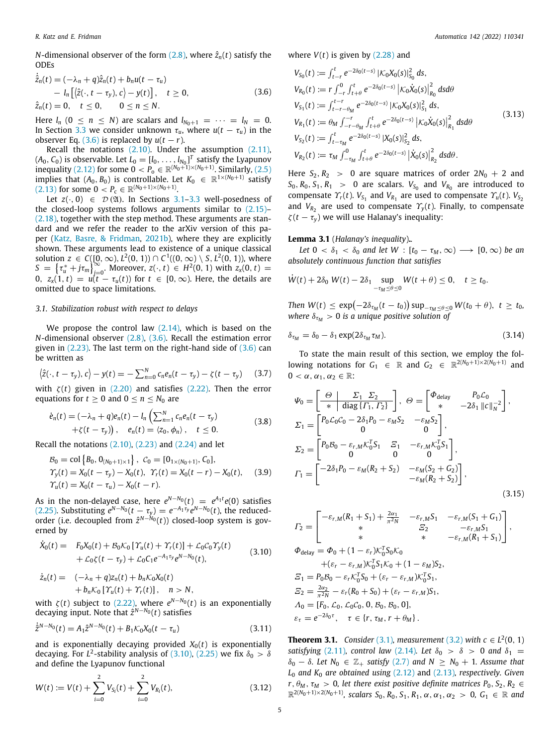$N$-dimensional observer of the form (2.8), where $\hat{z}_n(t)$ satisfy the ODEs

$$
\begin{aligned}
\dot{\hat{z}}_n(t) = & (-\lambda_n + q)\hat{z}_n(t) + b_n u(t-\tau_u) \\
& - l_n\left[\langle \hat{z}(\cdot, t-\tau_y), c\rangle - y(t)\right], \quad t \geq 0, \\
\hat{z}_n(t) = & 0, \quad t \leq 0, \qquad 0 \leq n \leq N.
\end{aligned} \tag{3.6}
$$

Here $l_n$ ($0 \leq n \leq N$) are scalars and $l_{N_0+1} = \cdots = l_N = 0$. In Section 3.3 we consider unknown $\tau_u$, where $u(t-\tau_u)$ in the observer Eq. (3.6) is replaced by $u(t-r)$.

Recall the notations (2.10). Under the assumption (2.11), $(A_0, C_0)$ is observable. Let $L_0 = [l_0, \ldots, l_{N_0}]^T$ satisfy the Lyapunov inequality (2.12) for some $0 < P_o \in \mathbb{R}^{(N_0+1)\times(N_0+1)}$. Similarly, (2.5) implies that $(A_0, B_0)$ is controllable. Let $K_0 \in \mathbb{R}^{1\times(N_0+1)}$ satisfy (2.13) for some $0 < P_c \in \mathbb{R}^{(N_0+1)\times(N_0+1)}$.

Let $z(\cdot, 0) \in \mathcal{D}(\mathfrak{A})$. In Sections 3.1–3.3 well-posedness of the closed-loop systems follows arguments similar to (2.15)–(2.18), together with the step method. These arguments are standard and we refer the reader to the arXiv version of this paper (Katz, Basre, & Fridman, 2021b), where they are explicitly shown. These arguments lead to existence of a unique classical solution $z \in C([0,\infty), L^2(0,1)) \cap C^1((0,\infty)\setminus S, L^2(0,1))$, where $S = \left\{\tau_u^* + j\tau_m\right\}_{j=0}^{\infty}$. Moreover, $z(\cdot, t) \in H^2(0,1)$ with $z_x(0,t) = 0$, $z_x(1,t) = u(t-\tau_u(t))$ for $t \in [0,\infty)$. Here, the details are omitted due to space limitations.

### 3.1. Stabilization robust with respect to delays

We propose the control law (2.14), which is based on the $N$-dimensional observer (2.8), (3.6). Recall the estimation error given in (2.23). The last term on the right-hand side of (3.6) can be written as

$$
\langle \hat{z}(\cdot, t-\tau_y), c\rangle - y(t) = -\sum_{n=0}^{N} c_n e_n(t-\tau_y) - \zeta(t-\tau_y) \tag{3.7}
$$

with $\zeta(t)$ given in (2.20) and satisfies (2.22). Then the error equations for $t \geq 0$ and $0 \leq n \leq N_0$ are

$$
\begin{aligned}
\dot{e}_n(t) = & (-\lambda_n + q)e_n(t) - l_n\left(\sum_{n=1}^{N} c_n e_n(t-\tau_y)\right. \\
& \left. +\zeta(t-\tau_y)\right), \quad e_n(t) = \langle z_0, \phi_n\rangle, \quad t \leq 0.
\end{aligned} \tag{3.8}
$$

Recall the notations (2.10), (2.23) and (2.24) and let

$$
\begin{aligned}
& \mathcal{B}_0 = \mathrm{col}\left\{B_0, 0_{(N_0+1)\times 1}\right\}, \ \mathcal{C}_0 = [0_{1\times(N_0+1)}, C_0], \\
& \Upsilon_y(t) = X_0(t-\tau_y) - X_0(t), \ \Upsilon_r(t) = X_0(t-r) - X_0(t), \\
& \Upsilon_u(t) = X_0(t-\tau_u) - X_0(t-r).
\end{aligned} \tag{3.9}
$$

As in the non-delayed case, here $e^{N-N_0}(t) = e^{A_1 t}e(0)$ satisfies (2.25). Substituting $e^{N-N_0}(t-\tau_y) = e^{-A_1\tau_y}e^{N-N_0}(t)$, the reduced-order (i.e. decoupled from $\hat{z}^{N-N_0}(t)$) closed-loop system is governed by

$$
\begin{aligned}
\dot{X}_0(t) = \ & F_0 X_0(t) + \mathcal{B}_0\mathcal{K}_0\left[\Upsilon_u(t) + \Upsilon_r(t)\right] + \mathcal{L}_0\mathcal{C}_0\Upsilon_y(t) \\
& + \mathcal{L}_0\zeta(t-\tau_y) + \mathcal{L}_0 C_1 e^{-A_1\tau_y}e^{N-N_0}(t),
\end{aligned} \tag{3.10}
$$

$$
\begin{aligned}
\dot{z}_n(t) = \ & (-\lambda_n + q)z_n(t) + b_n\mathcal{K}_0 X_0(t) \\
& + b_n\mathcal{K}_0\left[\Upsilon_u(t) + \Upsilon_r(t)\right], \quad n > N,
\end{aligned}
$$

with $\zeta(t)$ subject to (2.22), where $e^{N-N_0}(t)$ is an exponentially decaying input. Note that $\hat{z}^{N-N_0}(t)$ satisfies

$$
\dot{\hat{z}}^{N-N_0}(t) = A_1\hat{z}^{N-N_0}(t) + B_1\mathcal{K}_0 X_0(t-\tau_u) \tag{3.11}
$$

and is exponentially decaying provided $X_0(t)$ is exponentially decaying. For $L^2$-stability analysis of (3.10), (2.25) we fix $\delta_0 > \delta$ and define the Lyapunov functional

$$
W(t) := V(t) + \sum_{i=0}^{2} V_{S_i}(t) + \sum_{i=0}^{2} V_{R_i}(t), \tag{3.12}
$$

where $V(t)$ is given by (2.28) and

$$
\begin{aligned}
& V_{S_0}(t) := \int_{t-r}^{t} e^{-2\delta_0(t-s)}\left|\mathcal{K}_0 X_0(s)\right|^2_{S_0} ds, \\
& V_{R_0}(t) := r\int_{-r}^{0}\int_{t+\theta}^{t} e^{-2\delta_0(t-s)}\left|\mathcal{K}_0\dot{X}_0(s)\right|^2_{R_0} ds d\theta \\
& V_{S_1}(t) := \int_{t-r-\theta_M}^{t-r} e^{-2\delta_0(t-s)}\left|\mathcal{K}_0 X_0(s)\right|^2_{S_1} ds, \\
& V_{R_1}(t) := \theta_M\int_{-r-\theta_M}^{-r}\int_{t+\theta}^{t} e^{-2\delta_0(t-s)}\left|\mathcal{K}_0\dot{X}_0(s)\right|^2_{R_1} ds d\theta \\
& V_{S_2}(t) := \int_{t-\tau_M}^{t} e^{-2\delta_0(t-s)}\left|X_0(s)\right|^2_{S_2} ds, \\
& V_{R_2}(t) := \tau_M\int_{-\tau_M}^{0}\int_{t+\theta}^{t} e^{-2\delta_0(t-s)}\left|\dot{X}_0(s)\right|^2_{R_2} ds d\theta.
\end{aligned} \tag{3.13}
$$

Here $S_2, R_2 > 0$ are square matrices of order $2N_0 + 2$ and $S_0, R_0, S_1, R_1 > 0$ are scalars. $V_{S_0}$ and $V_{R_0}$ are introduced to compensate $\Upsilon_r(t)$. $V_{S_1}$ and $V_{R_1}$ are used to compensate $\Upsilon_u(t)$. $V_{S_2}$ and $V_{R_2}$ are used to compensate $\Upsilon_y(t)$. Finally, to compensate $\zeta(t-\tau_y)$ we will use Halanay's inequality:

**Lemma 3.1** (*Halanay's inequality*)*.*

*Let $0 < \delta_1 < \delta_0$ and let $W : [t_0 - \tau_M, \infty) \longrightarrow [0,\infty)$ be an absolutely continuous function that satisfies*

$$
\dot{W}(t) + 2\delta_0\, W(t) - 2\delta_1 \sup_{-\tau_M \leq \theta \leq 0} W(t+\theta) \leq 0, \quad t \geq t_0.
$$

*Then $W(t) \leq \exp\left(-2\delta_{\tau_M}(t-t_0)\right)\sup_{-\tau_M\leq\theta\leq 0} W(t_0+\theta)$, $t \geq t_0$, where $\delta_{\tau_M} > 0$ is a unique positive solution of*

$$
\delta_{\tau_M} = \delta_0 - \delta_1\exp(2\delta_{\tau_M}\tau_M). \tag{3.14}
$$

To state the main result of this section, we employ the following notations for $G_1 \in \mathbb{R}$ and $G_2 \in \mathbb{R}^{2(N_0+1)\times 2(N_0+1)}$ and $0 < \alpha, \alpha_1, \alpha_2 \in \mathbb{R}$:

$$
\begin{aligned}
& \Psi_0 = \left[\begin{array}{c|c} \Theta & \Sigma_1 \ \ \Sigma_2 \\ \hline * & \mathrm{diag}\left\{\Gamma_1, \Gamma_2\right\} \end{array}\right], \ \Theta = \begin{bmatrix} \Phi_{\mathrm{delay}} & P_0\mathcal{L}_0 \\ * & -2\delta_1\left\|c\right\|_N^{-2} \end{bmatrix}, \\
& \Sigma_1 = \begin{bmatrix} P_0\mathcal{L}_0\mathcal{C}_0 - 2\delta_1 P_0 - \varepsilon_M S_2 & -\varepsilon_M S_2 \\ 0 & 0 \end{bmatrix}, \\
& \Sigma_2 = \begin{bmatrix} P_0\mathcal{B}_0 - \varepsilon_{r,M}\mathcal{K}_0^T S_1 & \Xi_1 & -\varepsilon_{r,M}\mathcal{K}_0^T S_1 \\ 0 & 0 & 0 \end{bmatrix}, \\
& \Gamma_1 = \begin{bmatrix} -2\delta_1 P_0 - \varepsilon_M(R_2 + S_2) & -\varepsilon_M(S_2 + G_2) \\ & -\varepsilon_M(R_2 + S_2) \end{bmatrix},
\end{aligned} \tag{3.15}
$$

$$
\begin{aligned}
& \Gamma_2 = \begin{bmatrix} -\varepsilon_{r,M}(R_1 + S_1) + \frac{2\alpha_1}{\pi^2 N} & -\varepsilon_{r,M}S_1 & -\varepsilon_{r,M}(S_1 + G_1) \\ * & \Xi_2 & -\varepsilon_{r,M}S_1 \\ * & * & -\varepsilon_{r,M}(R_1 + S_1) \end{bmatrix}, \\
& \Phi_{\mathrm{delay}} = \Phi_0 + (1-\varepsilon_r)\mathcal{K}_0^T S_0\mathcal{K}_0 \\
& \qquad +(\varepsilon_r - \varepsilon_{r,M})\mathcal{K}_0^T S_1\mathcal{K}_0 + (1-\varepsilon_M)S_2, \\
& \Xi_1 = P_0\mathcal{B}_0 - \varepsilon_r\mathcal{K}_0^T S_0 + (\varepsilon_r - \varepsilon_{r,M})\mathcal{K}_0^T S_1, \\
& \Xi_2 = \tfrac{2\alpha_2}{\pi^2 N} - \varepsilon_r(R_0 + S_0) + (\varepsilon_r - \varepsilon_{r,M})S_1, \\
& \Lambda_0 = [F_0, \mathcal{L}_0, \mathcal{L}_0\mathcal{C}_0, 0, \mathcal{B}_0, \mathcal{B}_0, 0], \\
& \varepsilon_\tau = e^{-2\delta_0\tau}, \quad \tau \in \{r, \tau_M, r + \theta_M\}.
\end{aligned}
$$

**Theorem 3.1.** *Consider (3.1), measurement (3.2) with $c \in L^2(0,1)$ satisfying (2.11), control law (2.14). Let $\delta_0 > \delta > 0$ and $\delta_1 = \delta_0 - \delta$. Let $N_0 \in \mathbb{Z}_+$ satisfy (2.7) and $N \geq N_0 + 1$. Assume that $L_0$ and $K_0$ are obtained using (2.12) and (2.13), respectively. Given $r, \theta_M, \tau_M > 0$, let there exist positive definite matrices $P_0, S_2, R_2 \in \mathbb{R}^{2(N_0+1)\times 2(N_0+1)}$, scalars $S_0, R_0, S_1, R_1, \alpha, \alpha_1, \alpha_2 > 0$, $G_1 \in \mathbb{R}$ and*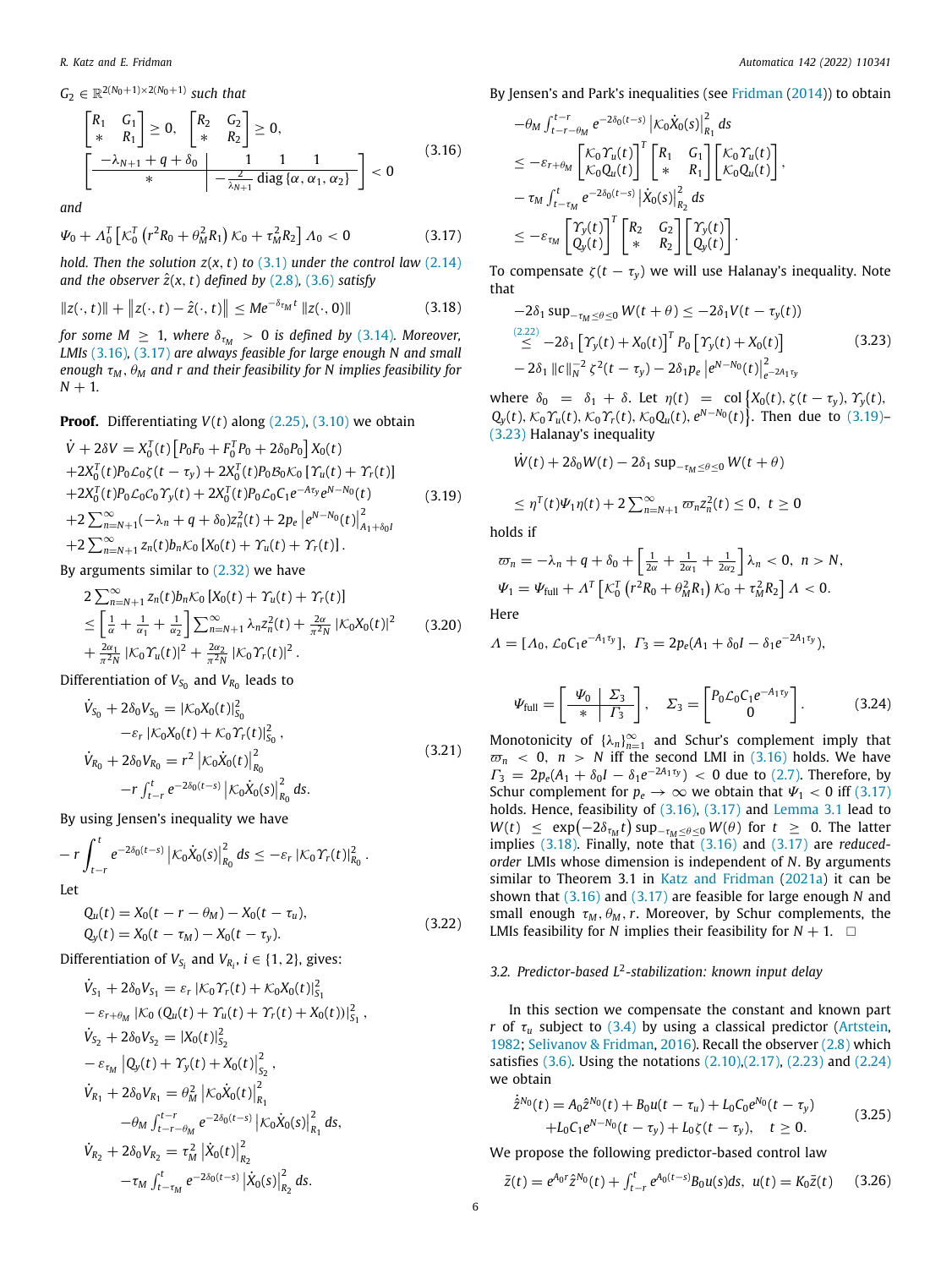$G_2 \in \mathbb{R}^{2(N_0+1)\times 2(N_0+1)}$ *such that*

$$
\begin{bmatrix} R_1 & G_1 \\ * & R_1 \end{bmatrix} \geq 0, \quad \begin{bmatrix} R_2 & G_2 \\ * & R_2 \end{bmatrix} \geq 0,
$$
$$
\left[ \begin{array}{c|ccc} -\lambda_{N+1} + q + \delta_0 & 1 & 1 & 1 \\ \hline * & \multicolumn{3}{c}{-\frac{2}{\lambda_{N+1}} \mathrm{diag}\{\alpha, \alpha_1, \alpha_2\}} \end{array} \right] < 0 \tag{3.16}
$$

*and*

$$
\Psi_0 + \Lambda_0^T \left[ \mathcal{K}_0^T \left( r^2 R_0 + \theta_M^2 R_1 \right) \mathcal{K}_0 + \tau_M^2 R_2 \right] \Lambda_0 < 0 \tag{3.17}
$$

*hold. Then the solution $z(x,t)$ to (3.1) under the control law (2.14) and the observer $\hat{z}(x,t)$ defined by (2.8), (3.6) satisfy*

$$
\|z(\cdot,t)\| + \left\| z(\cdot,t) - \hat{z}(\cdot,t) \right\| \leq M e^{-\delta_{\tau_M} t} \|z(\cdot,0)\| \tag{3.18}
$$

*for some $M \geq 1$, where $\delta_{\tau_M} > 0$ is defined by (3.14). Moreover, LMIs (3.16), (3.17) are always feasible for large enough $N$ and small enough $\tau_M, \theta_M$ and $r$ and their feasibility for $N$ implies feasibility for $N+1$.*

**Proof.** Differentiating $V(t)$ along (2.25), (3.10) we obtain

$$
\begin{aligned}
&\dot{V} + 2\delta V = X_0^T(t) \left[ P_0 F_0 + F_0^T P_0 + 2\delta_0 P_0 \right] X_0(t) \\
&+ 2X_0^T(t) P_0 \mathcal{L}_0 \zeta(t-\tau_y) + 2X_0^T(t) P_0 \mathcal{B}_0 \mathcal{K}_0 \left[ \Upsilon_u(t) + \Upsilon_r(t) \right] \\
&+ 2X_0^T(t) P_0 \mathcal{L}_0 C_0 \Upsilon_y(t) + 2X_0^T(t) P_0 \mathcal{L}_0 C_1 e^{-A_1 \tau_y} e^{N-N_0}(t) \\
&+ 2\sum_{n=N+1}^{\infty} (-\lambda_n + q + \delta_0) z_n^2(t) + 2p_e \left| e^{N-N_0}(t) \right|^2_{A_1 + \delta_0 I} \\
&+ 2\sum_{n=N+1}^{\infty} z_n(t) b_n \mathcal{K}_0 \left[ X_0(t) + \Upsilon_u(t) + \Upsilon_r(t) \right].
\end{aligned} \tag{3.19}
$$

By arguments similar to (2.32) we have

$$
\begin{aligned}
&2\sum_{n=N+1}^{\infty} z_n(t) b_n \mathcal{K}_0 \left[ X_0(t) + \Upsilon_u(t) + \Upsilon_r(t) \right] \\
&\leq \left[ \tfrac{1}{\alpha} + \tfrac{1}{\alpha_1} + \tfrac{1}{\alpha_2} \right] \sum_{n=N+1}^{\infty} \lambda_n z_n^2(t) + \tfrac{2\alpha}{\pi^2 N} \left| \mathcal{K}_0 X_0(t) \right|^2 \\
&+ \tfrac{2\alpha_1}{\pi^2 N} \left| \mathcal{K}_0 \Upsilon_u(t) \right|^2 + \tfrac{2\alpha_2}{\pi^2 N} \left| \mathcal{K}_0 \Upsilon_r(t) \right|^2.
\end{aligned} \tag{3.20}
$$

Differentiation of $V_{S_0}$ and $V_{R_0}$ leads to

$$
\begin{aligned}
\dot{V}_{S_0} + 2\delta_0 V_{S_0} &= \left| \mathcal{K}_0 X_0(t) \right|^2_{S_0} \\
&\quad - \varepsilon_r \left| \mathcal{K}_0 X_0(t) + \mathcal{K}_0 \Upsilon_r(t) \right|^2_{S_0}, \\
\dot{V}_{R_0} + 2\delta_0 V_{R_0} &= r^2 \left| \mathcal{K}_0 \dot{X}_0(t) \right|^2_{R_0} \\
&\quad - r \int_{t-r}^{t} e^{-2\delta_0(t-s)} \left| \mathcal{K}_0 \dot{X}_0(s) \right|^2_{R_0} ds.
\end{aligned} \tag{3.21}
$$

By using Jensen's inequality we have

$$
-r \int_{t-r}^{t} e^{-2\delta_0(t-s)} \left| \mathcal{K}_0 \dot{X}_0(s) \right|^2_{R_0} ds \leq -\varepsilon_r \left| \mathcal{K}_0 \Upsilon_r(t) \right|^2_{R_0}.
$$

Let

$$
\begin{aligned}
Q_u(t) &= X_0(t - r - \theta_M) - X_0(t - \tau_u), \\
Q_y(t) &= X_0(t - \tau_M) - X_0(t - \tau_y).
\end{aligned} \tag{3.22}
$$

Differentiation of $V_{S_i}$ and $V_{R_i}$, $i \in \{1,2\}$, gives:

$$
\begin{aligned}
&\dot{V}_{S_1} + 2\delta_0 V_{S_1} = \varepsilon_r \left| \mathcal{K}_0 \Upsilon_r(t) + \mathcal{K}_0 X_0(t) \right|^2_{S_1} \\
&- \varepsilon_{r+\theta_M} \left| \mathcal{K}_0 \left( Q_u(t) + \Upsilon_u(t) + \Upsilon_r(t) + X_0(t) \right) \right|^2_{S_1}, \\
&\dot{V}_{S_2} + 2\delta_0 V_{S_2} = \left| X_0(t) \right|^2_{S_2} \\
&- \varepsilon_{\tau_M} \left| Q_y(t) + \Upsilon_y(t) + X_0(t) \right|^2_{S_2}, \\
&\dot{V}_{R_1} + 2\delta_0 V_{R_1} = \theta_M^2 \left| \mathcal{K}_0 \dot{X}_0(t) \right|^2_{R_1} \\
&- \theta_M \int_{t-r-\theta_M}^{t-r} e^{-2\delta_0(t-s)} \left| \mathcal{K}_0 \dot{X}_0(s) \right|^2_{R_1} ds, \\
&\dot{V}_{R_2} + 2\delta_0 V_{R_2} = \tau_M^2 \left| \dot{X}_0(t) \right|^2_{R_2} \\
&- \tau_M \int_{t-\tau_M}^{t} e^{-2\delta_0(t-s)} \left| \dot{X}_0(s) \right|^2_{R_2} ds.
\end{aligned}
$$

By Jensen's and Park's inequalities (see Fridman (2014)) to obtain

$$
\begin{aligned}
&-\theta_M \int_{t-r-\theta_M}^{t-r} e^{-2\delta_0(t-s)} \left| \mathcal{K}_0 \dot{X}_0(s) \right|^2_{R_1} ds \\
&\leq -\varepsilon_{r+\theta_M} \begin{bmatrix} \mathcal{K}_0 \Upsilon_u(t) \\ \mathcal{K}_0 Q_u(t) \end{bmatrix}^T \begin{bmatrix} R_1 & G_1 \\ * & R_1 \end{bmatrix} \begin{bmatrix} \mathcal{K}_0 \Upsilon_u(t) \\ \mathcal{K}_0 Q_u(t) \end{bmatrix}, \\
&-\tau_M \int_{t-\tau_M}^{t} e^{-2\delta_0(t-s)} \left| \dot{X}_0(s) \right|^2_{R_2} ds \\
&\leq -\varepsilon_{\tau_M} \begin{bmatrix} \Upsilon_y(t) \\ Q_y(t) \end{bmatrix}^T \begin{bmatrix} R_2 & G_2 \\ * & R_2 \end{bmatrix} \begin{bmatrix} \Upsilon_y(t) \\ Q_y(t) \end{bmatrix}.
\end{aligned}
$$

To compensate $\zeta(t-\tau_y)$ we will use Halanay's inequality. Note that

$$
\begin{aligned}
&-2\delta_1 \sup_{-\tau_M \leq \theta \leq 0} W(t+\theta) \leq -2\delta_1 V(t - \tau_y(t)) \\
&\overset{(2.22)}{\leq} -2\delta_1 \left[ \Upsilon_y(t) + X_0(t) \right]^T P_0 \left[ \Upsilon_y(t) + X_0(t) \right] \\
&- 2\delta_1 \|c\|_N^{-2} \zeta^2(t-\tau_y) - 2\delta_1 p_e \left| e^{N-N_0}(t) \right|^2_{e^{-2A_1 \tau_y}}
\end{aligned} \tag{3.23}
$$

where $\delta_0 = \delta_1 + \delta$. Let $\eta(t) = \mathrm{col}\{X_0(t), \zeta(t-\tau_y), \Upsilon_y(t), Q_y(t), \mathcal{K}_0 \Upsilon_u(t), \mathcal{K}_0 \Upsilon_r(t), \mathcal{K}_0 Q_u(t), e^{N-N_0}(t)\}$. Then due to (3.19)–(3.23) Halanay's inequality

$$
\begin{aligned}
&\dot{W}(t) + 2\delta_0 W(t) - 2\delta_1 \sup_{-\tau_M \leq \theta \leq 0} W(t+\theta) \\
&\leq \eta^T(t) \Psi_1 \eta(t) + 2\sum_{n=N+1}^{\infty} \varpi_n z_n^2(t) \leq 0, \quad t \geq 0
\end{aligned}
$$

holds if

$$
\begin{aligned}
&\varpi_n = -\lambda_n + q + \delta_0 + \left[ \tfrac{1}{2\alpha} + \tfrac{1}{2\alpha_1} + \tfrac{1}{2\alpha_2} \right] \lambda_n < 0, \quad n > N, \\
&\Psi_1 = \Psi_{\text{full}} + \Lambda^T \left[ \mathcal{K}_0^T \left( r^2 R_0 + \theta_M^2 R_1 \right) \mathcal{K}_0 + \tau_M^2 R_2 \right] \Lambda < 0.
\end{aligned}
$$

Here

$$
\Lambda = [\Lambda_0, \mathcal{L}_0 C_1 e^{-A_1 \tau_y}], \quad \Gamma_3 = 2p_e (A_1 + \delta_0 I - \delta_1 e^{-2A_1 \tau_y}),
$$

$$
\Psi_{\text{full}} = \left[ \begin{array}{c|c} \Psi_0 & \Sigma_3 \\ \hline * & \Gamma_3 \end{array} \right], \quad \Sigma_3 = \begin{bmatrix} P_0 \mathcal{L}_0 C_1 e^{-A_1 \tau_y} \\ 0 \end{bmatrix}. \tag{3.24}
$$

Monotonicity of $\{\lambda_n\}_{n=1}^{\infty}$ and Schur's complement imply that $\varpi_n < 0$, $n > N$ iff the second LMI in (3.16) holds. We have $\Gamma_3 = 2p_e(A_1 + \delta_0 I - \delta_1 e^{-2A_1 \tau_y}) < 0$ due to (2.7). Therefore, by Schur complement for $p_e \to \infty$ we obtain that $\Psi_1 < 0$ iff (3.17) holds. Hence, feasibility of (3.16), (3.17) and Lemma 3.1 lead to $W(t) \leq \exp(-2\delta_{\tau_M} t) \sup_{-\tau_M \leq \theta \leq 0} W(\theta)$ for $t \geq 0$. The latter implies (3.18). Finally, note that (3.16) and (3.17) are *reduced-order* LMIs whose dimension is independent of $N$. By arguments similar to Theorem 3.1 in Katz and Fridman (2021a) it can be shown that (3.16) and (3.17) are feasible for large enough $N$ and small enough $\tau_M, \theta_M, r$. Moreover, by Schur complements, the LMIs feasibility for $N$ implies their feasibility for $N+1$. $\square$

### 3.2. Predictor-based $L^2$-stabilization: known input delay

In this section we compensate the constant and known part $r$ of $\tau_u$ subject to (3.4) by using a classical predictor (Artstein, 1982; Selivanov & Fridman, 2016). Recall the observer (2.8) which satisfies (3.6). Using the notations (2.10),(2.17), (2.23) and (2.24) we obtain

$$
\begin{aligned}
\dot{\hat{z}}^{N_0}(t) &= A_0 \hat{z}^{N_0}(t) + B_0 u(t - \tau_u) + L_0 C_0 e^{N_0}(t - \tau_y) \\
&\quad + L_0 C_1 e^{N-N_0}(t - \tau_y) + L_0 \zeta(t - \tau_y), \quad t \geq 0.
\end{aligned} \tag{3.25}
$$

We propose the following predictor-based control law

$$
\bar{z}(t) = e^{A_0 r} \hat{z}^{N_0}(t) + \int_{t-r}^{t} e^{A_0(t-s)} B_0 u(s) ds, \quad u(t) = K_0 \bar{z}(t) \tag{3.26}
$$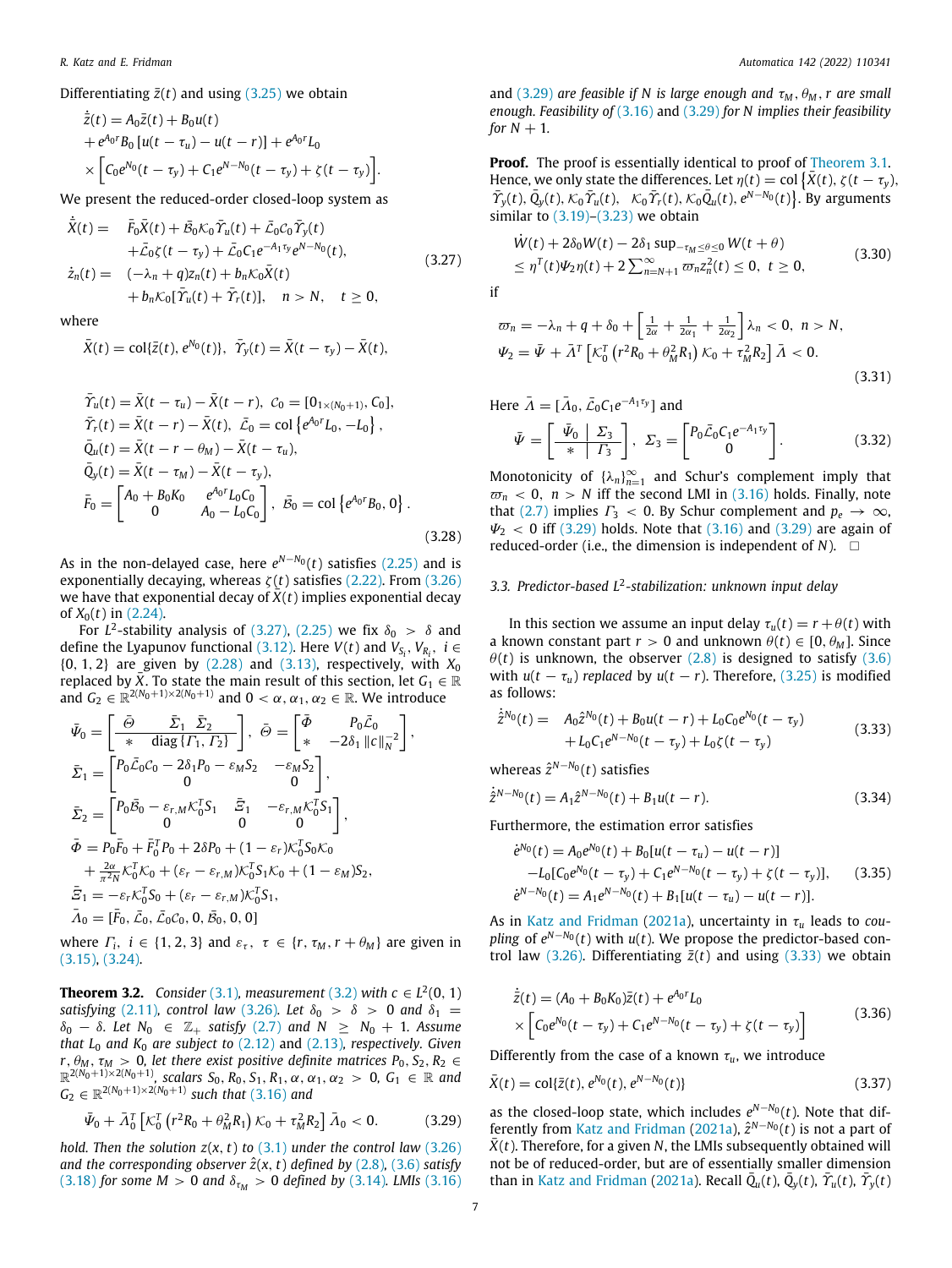Differentiating $\bar{z}(t)$ and using (3.25) we obtain

$$\begin{aligned}\dot{\bar{z}}(t) &= A_0\bar{z}(t) + B_0 u(t)\\ &+ e^{A_0 r}B_0\left[u(t-\tau_u) - u(t-r)\right] + e^{A_0 r}L_0\\ &\times\left[C_0 e^{N_0}(t-\tau_y) + C_1 e^{N-N_0}(t-\tau_y) + \zeta(t-\tau_y)\right].\end{aligned}$$

We present the reduced-order closed-loop system as

$$\begin{aligned}\dot{\bar{X}}(t) =\ & \bar{F}_0\bar{X}(t) + \bar{\mathcal{B}}_0\mathcal{K}_0\bar{\Upsilon}_u(t) + \bar{\mathcal{L}}_0\mathcal{C}_0\bar{\Upsilon}_y(t)\\ & + \bar{\mathcal{L}}_0\zeta(t-\tau_y) + \bar{\mathcal{L}}_0 C_1 e^{-A_1\tau_y}e^{N-N_0}(t),\\ \dot{z}_n(t) =\ & (-\lambda_n + q)z_n(t) + b_n\mathcal{K}_0\bar{X}(t)\\ & + b_n\mathcal{K}_0[\bar{\Upsilon}_u(t) + \bar{\Upsilon}_r(t)], \quad n > N, \quad t \ge 0,\end{aligned} \tag{3.27}$$

where

$$\bar{X}(t) = \mathrm{col}\{\bar{z}(t), e^{N_0}(t)\},\ \ \bar{\Upsilon}_y(t) = \bar{X}(t-\tau_y) - \bar{X}(t),$$

$$\begin{aligned}&\bar{\Upsilon}_u(t) = \bar{X}(t-\tau_u) - \bar{X}(t-r),\ \mathcal{C}_0 = [0_{1\times(N_0+1)}, C_0],\\ &\bar{\Upsilon}_r(t) = \bar{X}(t-r) - \bar{X}(t),\ \bar{\mathcal{L}}_0 = \mathrm{col}\left\{e^{A_0 r}L_0, -L_0\right\},\\ &\bar{Q}_u(t) = \bar{X}(t-r-\theta_M) - \bar{X}(t-\tau_u),\\ &\bar{Q}_y(t) = \bar{X}(t-\tau_M) - \bar{X}(t-\tau_y),\\ &\bar{F}_0 = \begin{bmatrix} A_0 + B_0K_0 & e^{A_0 r}L_0C_0\\ 0 & A_0 - L_0C_0\end{bmatrix},\ \bar{\mathcal{B}}_0 = \mathrm{col}\left\{e^{A_0 r}B_0, 0\right\}.\end{aligned} \tag{3.28}$$

As in the non-delayed case, here $e^{N-N_0}(t)$ satisfies (2.25) and is exponentially decaying, whereas $\zeta(t)$ satisfies (2.22). From (3.26) we have that exponential decay of $\bar{X}(t)$ implies exponential decay of $X_0(t)$ in (2.24).

For $L^2$-stability analysis of (3.27), (2.25) we fix $\delta_0 > \delta$ and define the Lyapunov functional (3.12). Here $V(t)$ and $V_{S_i}, V_{R_i},\ i \in \{0,1,2\}$ are given by (2.28) and (3.13), respectively, with $X_0$ replaced by $\bar{X}$. To state the main result of this section, let $G_1 \in \mathbb{R}$ and $G_2 \in \mathbb{R}^{2(N_0+1)\times 2(N_0+1)}$ and $0 < \alpha, \alpha_1, \alpha_2 \in \mathbb{R}$. We introduce

$$\begin{aligned}&\bar{\Psi}_0 = \left[\begin{array}{c|cc}\bar{\Theta} & \bar{\Sigma}_1 & \bar{\Sigma}_2\\ \hline * & \multicolumn{2}{c}{\mathrm{diag}\{\Gamma_1, \Gamma_2\}}\end{array}\right],\ \bar{\Theta} = \begin{bmatrix}\bar{\Phi} & P_0\bar{\mathcal{L}}_0\\ * & -2\delta_1\|c\|_N^{-2}\end{bmatrix},\\ &\bar{\Sigma}_1 = \begin{bmatrix}P_0\bar{\mathcal{L}}_0\mathcal{C}_0 - 2\delta_1 P_0 - \varepsilon_M S_2 & -\varepsilon_M S_2\\ 0 & 0\end{bmatrix},\\ &\bar{\Sigma}_2 = \begin{bmatrix}P_0\bar{\mathcal{B}}_0 - \varepsilon_{r,M}\mathcal{K}_0^T S_1 & \bar{\Xi}_1 & -\varepsilon_{r,M}\mathcal{K}_0^T S_1\\ 0 & 0 & 0\end{bmatrix},\\ &\bar{\Phi} = P_0\bar{F}_0 + \bar{F}_0^T P_0 + 2\delta P_0 + (1-\varepsilon_r)\mathcal{K}_0^T S_0\mathcal{K}_0\\ &\quad + \tfrac{2\alpha}{\pi^2 N}\mathcal{K}_0^T\mathcal{K}_0 + (\varepsilon_r - \varepsilon_{r,M})\mathcal{K}_0^T S_1\mathcal{K}_0 + (1-\varepsilon_M)S_2,\\ &\bar{\Xi}_1 = -\varepsilon_r\mathcal{K}_0^T S_0 + (\varepsilon_r - \varepsilon_{r,M})\mathcal{K}_0^T S_1,\\ &\bar{\Lambda}_0 = [\bar{F}_0, \bar{\mathcal{L}}_0, \bar{\mathcal{L}}_0\mathcal{C}_0, 0, \bar{\mathcal{B}}_0, 0, 0]\end{aligned}$$

where $\Gamma_i,\ i \in \{1,2,3\}$ and $\varepsilon_\tau,\ \tau \in \{r, \tau_M, r+\theta_M\}$ are given in (3.15), (3.24).

**Theorem 3.2.** *Consider (3.1), measurement (3.2) with $c \in L^2(0,1)$ satisfying (2.11), control law (3.26). Let $\delta_0 > \delta > 0$ and $\delta_1 = \delta_0 - \delta$. Let $N_0 \in \mathbb{Z}_+$ satisfy (2.7) and $N \ge N_0 + 1$. Assume that $L_0$ and $K_0$ are subject to (2.12) and (2.13), respectively. Given $r, \theta_M, \tau_M > 0$, let there exist positive definite matrices $P_0, S_2, R_2 \in \mathbb{R}^{2(N_0+1)\times 2(N_0+1)}$, scalars $S_0, R_0, S_1, R_1, \alpha, \alpha_1, \alpha_2 > 0$, $G_1 \in \mathbb{R}$ and $G_2 \in \mathbb{R}^{2(N_0+1)\times 2(N_0+1)}$ such that (3.16) and*

$$\bar{\Psi}_0 + \bar{\Lambda}_0^T\left[\mathcal{K}_0^T\left(r^2R_0 + \theta_M^2 R_1\right)\mathcal{K}_0 + \tau_M^2 R_2\right]\bar{\Lambda}_0 < 0. \tag{3.29}$$

*hold. Then the solution $z(x,t)$ to (3.1) under the control law (3.26) and the corresponding observer $\hat{z}(x,t)$ defined by (2.8), (3.6) satisfy (3.18) for some $M > 0$ and $\delta_{\tau_M} > 0$ defined by (3.14). LMIs (3.16) and (3.29) are feasible if $N$ is large enough and $\tau_M, \theta_M, r$ are small enough. Feasibility of (3.16) and (3.29) for $N$ implies their feasibility for $N+1$.*

**Proof.** The proof is essentially identical to proof of Theorem 3.1. Hence, we only state the differences. Let $\eta(t) = \mathrm{col}\left\{\bar{X}(t), \zeta(t-\tau_y), \bar{\Upsilon}_y(t), \bar{Q}_y(t), \mathcal{K}_0\bar{\Upsilon}_u(t), \mathcal{K}_0\bar{\Upsilon}_r(t), \mathcal{K}_0\bar{Q}_u(t), e^{N-N_0}(t)\right\}$. By arguments similar to (3.19)–(3.23) we obtain

$$\begin{aligned}&\dot{W}(t) + 2\delta_0 W(t) - 2\delta_1\sup_{-\tau_M\le\theta\le 0}W(t+\theta)\\ &\le \eta^T(t)\Psi_2\eta(t) + 2\textstyle\sum_{n=N+1}^{\infty}\varpi_n z_n^2(t) \le 0,\ \ t \ge 0,\end{aligned} \tag{3.30}$$

if

$$\begin{aligned}&\varpi_n = -\lambda_n + q + \delta_0 + \left[\tfrac{1}{2\alpha} + \tfrac{1}{2\alpha_1} + \tfrac{1}{2\alpha_2}\right]\lambda_n < 0,\ n > N,\\ &\Psi_2 = \bar{\Psi} + \bar{\Lambda}^T\left[\mathcal{K}_0^T\left(r^2R_0 + \theta_M^2R_1\right)\mathcal{K}_0 + \tau_M^2R_2\right]\bar{\Lambda} < 0.\end{aligned} \tag{3.31}$$

Here $\bar{\Lambda} = [\bar{\Lambda}_0, \bar{\mathcal{L}}_0 C_1 e^{-A_1\tau_y}]$ and

$$\bar{\Psi} = \left[\begin{array}{c|c}\bar{\Psi}_0 & \Sigma_3\\ \hline * & \Gamma_3\end{array}\right],\ \ \Sigma_3 = \begin{bmatrix}P_0\bar{\mathcal{L}}_0 C_1 e^{-A_1\tau_y}\\ 0\end{bmatrix}. \tag{3.32}$$

Monotonicity of $\{\lambda_n\}_{n=1}^{\infty}$ and Schur's complement imply that $\varpi_n < 0,\ n > N$ iff the second LMI in (3.16) holds. Finally, note that (2.7) implies $\Gamma_3 < 0$. By Schur complement and $p_e \to \infty$, $\Psi_2 < 0$ iff (3.29) holds. Note that (3.16) and (3.29) are again of reduced-order (i.e., the dimension is independent of $N$). $\square$

### 3.3. Predictor-based $L^2$-stabilization: unknown input delay

In this section we assume an input delay $\tau_u(t) = r + \theta(t)$ with a known constant part $r > 0$ and unknown $\theta(t) \in [0, \theta_M]$. Since $\theta(t)$ is unknown, the observer (2.8) is designed to satisfy (3.6) with $u(t-\tau_u)$ *replaced* by $u(t-r)$. Therefore, (3.25) is modified as follows:

$$\begin{aligned}\dot{\hat{z}}^{N_0}(t) =\ & A_0\hat{z}^{N_0}(t) + B_0u(t-r) + L_0C_0e^{N_0}(t-\tau_y)\\ & + L_0C_1e^{N-N_0}(t-\tau_y) + L_0\zeta(t-\tau_y)\end{aligned} \tag{3.33}$$

whereas $\hat{z}^{N-N_0}(t)$ satisfies

$$\dot{\hat{z}}^{N-N_0}(t) = A_1\hat{z}^{N-N_0}(t) + B_1u(t-r). \tag{3.34}$$

Furthermore, the estimation error satisfies

$$\begin{aligned}\dot{e}^{N_0}(t) =\ & A_0e^{N_0}(t) + B_0[u(t-\tau_u) - u(t-r)]\\ & - L_0[C_0e^{N_0}(t-\tau_y) + C_1e^{N-N_0}(t-\tau_y) + \zeta(t-\tau_y)],\\ \dot{e}^{N-N_0}(t) =\ & A_1e^{N-N_0}(t) + B_1[u(t-\tau_u) - u(t-r)].\end{aligned} \tag{3.35}$$

As in Katz and Fridman (2021a), uncertainty in $\tau_u$ leads to *coupling* of $e^{N-N_0}(t)$ with $u(t)$. We propose the predictor-based control law (3.26). Differentiating $\bar{z}(t)$ and using (3.33) we obtain

$$\begin{aligned}\dot{\bar{z}}(t) =\ & (A_0 + B_0K_0)\bar{z}(t) + e^{A_0 r}L_0\\ & \times\left[C_0e^{N_0}(t-\tau_y) + C_1e^{N-N_0}(t-\tau_y) + \zeta(t-\tau_y)\right]\end{aligned} \tag{3.36}$$

Differently from the case of a known $\tau_u$, we introduce

$$\bar{X}(t) = \mathrm{col}\{\bar{z}(t), e^{N_0}(t), e^{N-N_0}(t)\} \tag{3.37}$$

as the closed-loop state, which includes $e^{N-N_0}(t)$. Note that differently from Katz and Fridman (2021a), $\hat{z}^{N-N_0}(t)$ is not a part of $\bar{X}(t)$. Therefore, for a given $N$, the LMIs subsequently obtained will not be of reduced-order, but are of essentially smaller dimension than in Katz and Fridman (2021a). Recall $\bar{Q}_u(t), \bar{Q}_y(t), \bar{\Upsilon}_u(t), \bar{\Upsilon}_y(t)$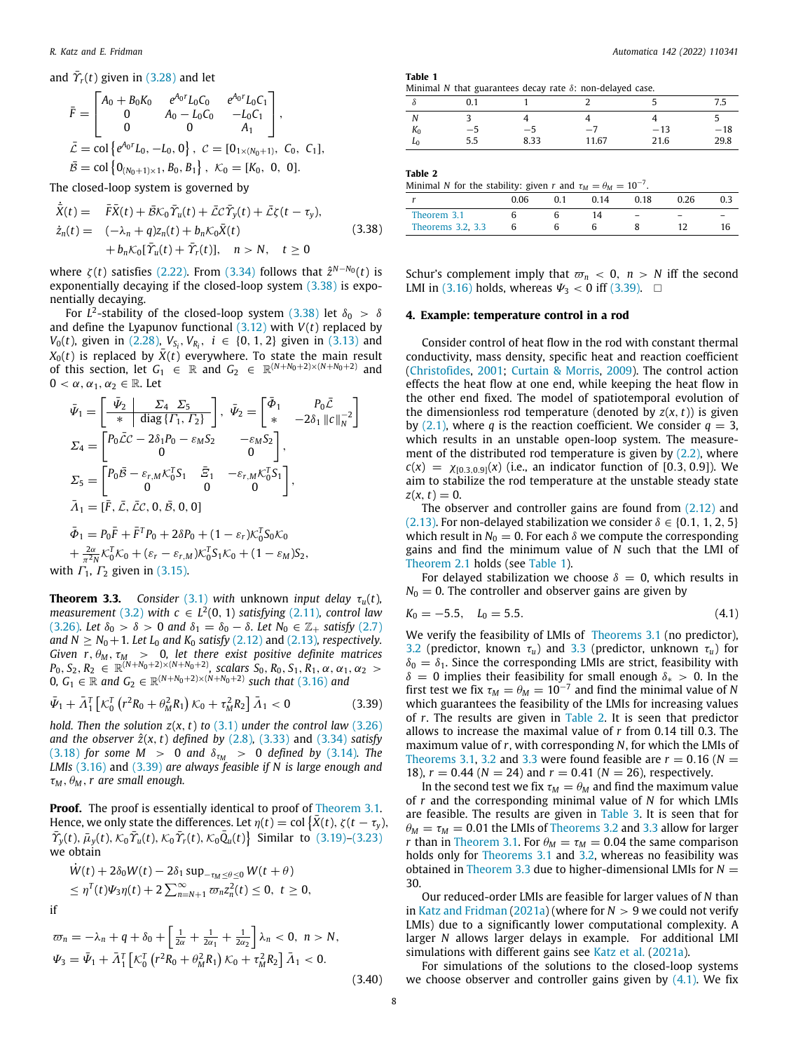and $\tilde{\Upsilon}_r(t)$ given in (3.28) and let

$$\bar{F} = \begin{bmatrix} A_0 + B_0 K_0 & e^{A_0 r} L_0 C_0 & e^{A_0 r} L_0 C_1 \\ 0 & A_0 - L_0 C_0 & -L_0 C_1 \\ 0 & 0 & A_1 \end{bmatrix},$$

$$\bar{\mathcal{L}} = \mathrm{col}\left\{ e^{A_0 r} L_0, -L_0, 0 \right\}, \ \mathcal{C} = [0_{1\times(N_0+1)}, \ C_0, \ C_1],$$

$$\bar{\mathcal{B}} = \mathrm{col}\left\{ 0_{(N_0+1)\times 1}, B_0, B_1 \right\}, \ \mathcal{K}_0 = [K_0, \ 0, \ 0].$$

The closed-loop system is governed by

$$\begin{aligned} \dot{\bar{X}}(t) = \ & \bar{F}\bar{X}(t) + \bar{\mathcal{B}}\mathcal{K}_0 \bar{\Upsilon}_u(t) + \bar{\mathcal{L}}\mathcal{C}\bar{\Upsilon}_y(t) + \bar{\mathcal{L}}\zeta(t-\tau_y), \\ \dot{z}_n(t) = \ & (-\lambda_n + q) z_n(t) + b_n \mathcal{K}_0 \bar{X}(t) \\ & + b_n \mathcal{K}_0 [\bar{\Upsilon}_u(t) + \tilde{\Upsilon}_r(t)], \quad n > N, \quad t \geq 0 \end{aligned} \tag{3.38}$$

where $\zeta(t)$ satisfies (2.22). From (3.34) follows that $\hat{z}^{N-N_0}(t)$ is exponentially decaying if the closed-loop system (3.38) is exponentially decaying.

For $L^2$-stability of the closed-loop system (3.38) let $\delta_0 > \delta$ and define the Lyapunov functional (3.12) with $V(t)$ replaced by $V_0(t)$, given in (2.28), $V_{S_i}, V_{R_i}, \ i \in \{0, 1, 2\}$ given in (3.13) and $X_0(t)$ is replaced by $\bar{X}(t)$ everywhere. To state the main result of this section, let $G_1 \in \mathbb{R}$ and $G_2 \in \mathbb{R}^{(N+N_0+2)\times(N+N_0+2)}$ and $0 < \alpha, \alpha_1, \alpha_2 \in \mathbb{R}$. Let

$$\bar{\Psi}_1 = \left[ \begin{array}{c|c} \bar{\Psi}_2 & \Sigma_4 \ \ \Sigma_5 \\ \hline * & \mathrm{diag}\left\{ \Gamma_1, \Gamma_2 \right\} \end{array} \right], \ \bar{\Psi}_2 = \begin{bmatrix} \bar{\Phi}_1 & P_0 \bar{\mathcal{L}} \\ * & -2\delta_1 \left\| c \right\|_N^{-2} \end{bmatrix}$$

$$\Sigma_4 = \begin{bmatrix} P_0 \bar{\mathcal{L}}\mathcal{C} - 2\delta_1 P_0 - \varepsilon_M S_2 & -\varepsilon_M S_2 \\ 0 & 0 \end{bmatrix},$$

$$\Sigma_5 = \begin{bmatrix} P_0 \bar{\mathcal{B}} - \varepsilon_{r,M} \mathcal{K}_0^T S_1 & \bar{\Xi}_1 & -\varepsilon_{r,M} \mathcal{K}_0^T S_1 \\ 0 & 0 & 0 \end{bmatrix},$$

$$\bar{\Lambda}_1 = [\bar{F}, \ \bar{\mathcal{L}}, \ \bar{\mathcal{L}}\mathcal{C}, \ 0, \ \bar{\mathcal{B}}, \ 0, \ 0]$$

$$\begin{aligned} \bar{\Phi}_1 = \ & P_0 \bar{F} + \bar{F}^T P_0 + 2\delta P_0 + (1 - \varepsilon_r)\mathcal{K}_0^T S_0 \mathcal{K}_0 \\ & + \tfrac{2\alpha}{\pi^2 N} \mathcal{K}_0^T \mathcal{K}_0 + (\varepsilon_r - \varepsilon_{r,M})\mathcal{K}_0^T S_1 \mathcal{K}_0 + (1 - \varepsilon_M) S_2, \end{aligned}$$

with $\Gamma_1, \Gamma_2$ given in (3.15).

**Theorem 3.3.** *Consider* (3.1) *with unknown input delay* $\tau_u(t)$, *measurement* (3.2) *with* $c \in L^2(0,1)$ *satisfying* (2.11), *control law* (3.26). *Let* $\delta_0 > \delta > 0$ *and* $\delta_1 = \delta_0 - \delta$. *Let* $N_0 \in \mathbb{Z}_+$ *satisfy* (2.7) *and* $N \geq N_0 + 1$. *Let* $L_0$ *and* $K_0$ *satisfy* (2.12) and (2.13), *respectively. Given* $r, \theta_M, \tau_M > 0$, *let there exist positive definite matrices* $P_0, S_2, R_2 \in \mathbb{R}^{(N+N_0+2)\times(N+N_0+2)}$, *scalars* $S_0, R_0, S_1, R_1, \alpha, \alpha_1, \alpha_2 > 0$, $G_1 \in \mathbb{R}$ *and* $G_2 \in \mathbb{R}^{(N+N_0+2)\times(N+N_0+2)}$ *such that* (3.16) *and*

$$\bar{\Psi}_1 + \bar{\Lambda}_1^T \left[ \mathcal{K}_0^T \left( r^2 R_0 + \theta_M^2 R_1 \right) \mathcal{K}_0 + \tau_M^2 R_2 \right] \bar{\Lambda}_1 < 0 \tag{3.39}$$

*hold. Then the solution* $z(x,t)$ *to* (3.1) *under the control law* (3.26) *and the observer* $\hat{z}(x,t)$ *defined by* (2.8), (3.33) *and* (3.34) *satisfy* (3.18) *for some* $M > 0$ *and* $\delta_{\tau_M} > 0$ *defined by* (3.14). *The LMIs* (3.16) *and* (3.39) *are always feasible if* $N$ *is large enough and* $\tau_M, \theta_M, r$ *are small enough.*

**Proof.** The proof is essentially identical to proof of Theorem 3.1. Hence, we only state the differences. Let $\eta(t) = \mathrm{col}\left\{ \bar{X}(t), \zeta(t-\tau_y), \bar{\Upsilon}_y(t), \bar{\mu}_y(t), \mathcal{K}_0 \bar{\Upsilon}_u(t), \mathcal{K}_0 \tilde{\Upsilon}_r(t), \mathcal{K}_0 \bar{Q}_u(t) \right\}$ Similar to (3.19)–(3.23) we obtain

$$\begin{aligned} & \dot{W}(t) + 2\delta_0 W(t) - 2\delta_1 \sup_{-\tau_M \leq \theta \leq 0} W(t+\theta) \\ & \leq \eta^T(t) \Psi_3 \eta(t) + 2\sum_{n=N+1}^{\infty} \varpi_n z_n^2(t) \leq 0, \ \ t \geq 0, \end{aligned}$$

if

$$\begin{aligned} & \varpi_n = -\lambda_n + q + \delta_0 + \left[ \tfrac{1}{2\alpha} + \tfrac{1}{2\alpha_1} + \tfrac{1}{2\alpha_2} \right] \lambda_n < 0, \ \ n > N, \\ & \Psi_3 = \bar{\Psi}_1 + \bar{\Lambda}_1^T \left[ \mathcal{K}_0^T \left( r^2 R_0 + \theta_M^2 R_1 \right) \mathcal{K}_0 + \tau_M^2 R_2 \right] \bar{\Lambda}_1 < 0. \end{aligned} \tag{3.40}$$

Schur's complement imply that $\varpi_n < 0, \ n > N$ iff the second LMI in (3.16) holds, whereas $\Psi_3 < 0$ iff (3.39). $\square$

**Table 1**
Minimal $N$ that guarantees decay rate $\delta$: non-delayed case.

| $\delta$ | 0.1 | 1 | 2 | 5 | 7.5 |
|---|---|---|---|---|---|
| $N$ | 3 | 4 | 4 | 4 | 5 |
| $K_0$ | −5 | −5 | −7 | −13 | −18 |
| $L_0$ | 5.5 | 8.33 | 11.67 | 21.6 | 29.8 |

**Table 2**
Minimal $N$ for the stability: given $r$ and $\tau_M = \theta_M = 10^{-7}$.

| $r$ | 0.06 | 0.1 | 0.14 | 0.18 | 0.26 | 0.3 |
|---|---|---|---|---|---|---|
| Theorem 3.1 | 6 | 6 | 14 | – | – | – |
| Theorems 3.2, 3.3 | 6 | 6 | 6 | 8 | 12 | 16 |

## 4. Example: temperature control in a rod

Consider control of heat flow in the rod with constant thermal conductivity, mass density, specific heat and reaction coefficient (Christofides, 2001; Curtain & Morris, 2009). The control action effects the heat flow at one end, while keeping the heat flow in the other end fixed. The model of spatiotemporal evolution of the dimensionless rod temperature (denoted by $z(x,t)$) is given by (2.1), where $q$ is the reaction coefficient. We consider $q = 3$, which results in an unstable open-loop system. The measurement of the distributed rod temperature is given by (2.2), where $c(x) = \chi_{[0.3,0.9]}(x)$ (i.e., an indicator function of $[0.3, 0.9]$). We aim to stabilize the rod temperature at the unstable steady state $z(x,t) = 0$.

The observer and controller gains are found from (2.12) and (2.13). For non-delayed stabilization we consider $\delta \in \{0.1, 1, 2, 5\}$ which result in $N_0 = 0$. For each $\delta$ we compute the corresponding gains and find the minimum value of $N$ such that the LMI of Theorem 2.1 holds (see Table 1).

For delayed stabilization we choose $\delta = 0$, which results in $N_0 = 0$. The controller and observer gains are given by

$$K_0 = -5.5, \quad L_0 = 5.5. \tag{4.1}$$

We verify the feasibility of LMIs of Theorems 3.1 (no predictor), 3.2 (predictor, known $\tau_u$) and 3.3 (predictor, unknown $\tau_u$) for $\delta_0 = \delta_1$. Since the corresponding LMIs are strict, feasibility with $\delta = 0$ implies their feasibility for small enough $\delta_* > 0$. In the first test we fix $\tau_M = \theta_M = 10^{-7}$ and find the minimal value of $N$ which guarantees the feasibility of the LMIs for increasing values of $r$. The results are given in Table 2. It is seen that predictor allows to increase the maximal value of $r$ from 0.14 till 0.3. The maximum value of $r$, with corresponding $N$, for which the LMIs of Theorems 3.1, 3.2 and 3.3 were found feasible are $r = 0.16$ ($N = 18$), $r = 0.44$ ($N = 24$) and $r = 0.41$ ($N = 26$), respectively.

In the second test we fix $\tau_M = \theta_M$ and find the maximum value of $r$ and the corresponding minimal value of $N$ for which LMIs are feasible. The results are given in Table 3. It is seen that for $\theta_M = \tau_M = 0.01$ the LMIs of Theorems 3.2 and 3.3 allow for larger $r$ than in Theorem 3.1. For $\theta_M = \tau_M = 0.04$ the same comparison holds only for Theorems 3.1 and 3.2, whereas no feasibility was obtained in Theorem 3.3 due to higher-dimensional LMIs for $N = 30$.

Our reduced-order LMIs are feasible for larger values of $N$ than in Katz and Fridman (2021a) (where for $N > 9$ we could not verify LMIs) due to a significantly lower computational complexity. A larger $N$ allows larger delays in example. For additional LMI simulations with different gains see Katz et al. (2021a).

For simulations of the solutions to the closed-loop systems we choose observer and controller gains given by (4.1). We fix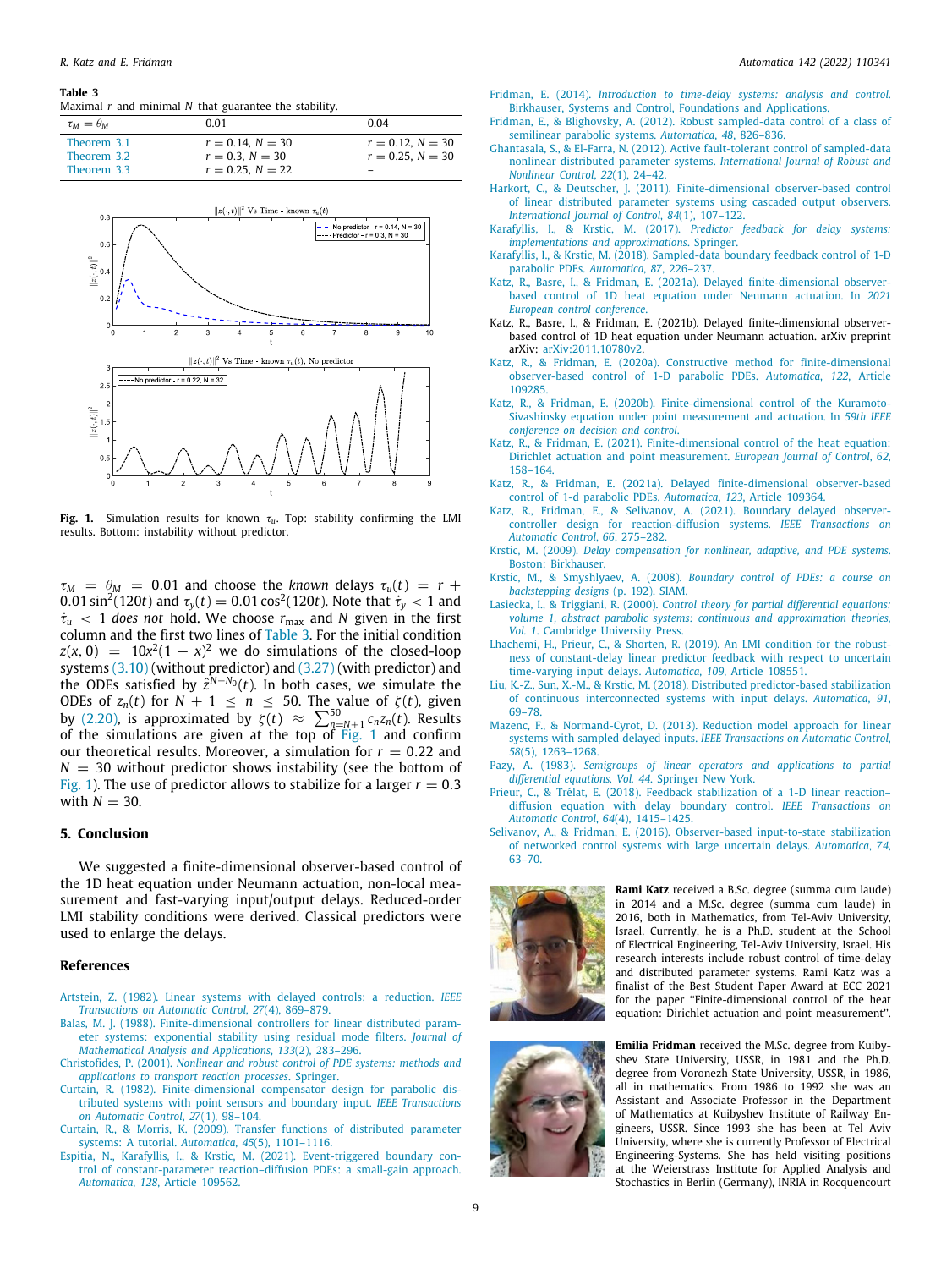**Table 3**
Maximal $r$ and minimal $N$ that guarantee the stability.

| $\tau_M = \theta_M$ | 0.01 | 0.04 |
|---|---|---|
| Theorem 3.1 | $r = 0.14$, $N = 30$ | $r = 0.12$, $N = 30$ |
| Theorem 3.2 | $r = 0.3$, $N = 30$ | $r = 0.25$, $N = 30$ |
| Theorem 3.3 | $r = 0.25$, $N = 22$ | – |

**Fig. 1.** Simulation results for known $\tau_u$. Top: stability confirming the LMI results. Bottom: instability without predictor.

$\tau_M = \theta_M = 0.01$ and choose the *known* delays $\tau_u(t) = r + 0.01\sin^2(120t)$ and $\tau_y(t) = 0.01\cos^2(120t)$. Note that $\dot{\tau}_y < 1$ and $\dot{\tau}_u < 1$ *does not* hold. We choose $r_{\max}$ and $N$ given in the first column and the first two lines of Table 3. For the initial condition $z(x,0) = 10x^2(1-x)^2$ we do simulations of the closed-loop systems (3.10) (without predictor) and (3.27) (with predictor) and the ODEs satisfied by $\hat{z}^{N-N_0}(t)$. In both cases, we simulate the ODEs of $z_n(t)$ for $N+1 \le n \le 50$. The value of $\zeta(t)$, given by (2.20), is approximated by $\zeta(t) \approx \sum_{n=N+1}^{50} c_n z_n(t)$. Results of the simulations are given at the top of Fig. 1 and confirm our theoretical results. Moreover, a simulation for $r = 0.22$ and $N = 30$ without predictor shows instability (see the bottom of Fig. 1). The use of predictor allows to stabilize for a larger $r = 0.3$ with $N = 30$.

## 5. Conclusion

We suggested a finite-dimensional observer-based control of the 1D heat equation under Neumann actuation, non-local measurement and fast-varying input/output delays. Reduced-order LMI stability conditions were derived. Classical predictors were used to enlarge the delays.

## References

Artstein, Z. (1982). Linear systems with delayed controls: a reduction. *IEEE Transactions on Automatic Control*, *27*(4), 869–879.

Balas, M. J. (1988). Finite-dimensional controllers for linear distributed parameter systems: exponential stability using residual mode filters. *Journal of Mathematical Analysis and Applications*, *133*(2), 283–296.

Christofides, P. (2001). *Nonlinear and robust control of PDE systems: methods and applications to transport reaction processes*. Springer.

Curtain, R. (1982). Finite-dimensional compensator design for parabolic distributed systems with point sensors and boundary input. *IEEE Transactions on Automatic Control*, *27*(1), 98–104.

Curtain, R., & Morris, K. (2009). Transfer functions of distributed parameter systems: A tutorial. *Automatica*, *45*(5), 1101–1116.

Espitia, N., Karafyllis, I., & Krstic, M. (2021). Event-triggered boundary control of constant-parameter reaction–diffusion PDEs: a small-gain approach. *Automatica*, *128*, Article 109562.

Fridman, E. (2014). *Introduction to time-delay systems: analysis and control*. Birkhauser, Systems and Control, Foundations and Applications.

Fridman, E., & Blighovsky, A. (2012). Robust sampled-data control of a class of semilinear parabolic systems. *Automatica*, *48*, 826–836.

Ghantasala, S., & El-Farra, N. (2012). Active fault-tolerant control of sampled-data nonlinear distributed parameter systems. *International Journal of Robust and Nonlinear Control*, *22*(1), 24–42.

Harkort, C., & Deutscher, J. (2011). Finite-dimensional observer-based control of linear distributed parameter systems using cascaded output observers. *International Journal of Control*, *84*(1), 107–122.

Karafyllis, I., & Krstic, M. (2017). *Predictor feedback for delay systems: implementations and approximations*. Springer.

Karafyllis, I., & Krstic, M. (2018). Sampled-data boundary feedback control of 1-D parabolic PDEs. *Automatica*, *87*, 226–237.

Katz, R., Basre, I., & Fridman, E. (2021a). Delayed finite-dimensional observer-based control of 1D heat equation under Neumann actuation. In *2021 European control conference*.

Katz, R., Basre, I., & Fridman, E. (2021b). Delayed finite-dimensional observer-based control of 1D heat equation under Neumann actuation. arXiv preprint arXiv: arXiv:2011.10780v2.

Katz, R., & Fridman, E. (2020a). Constructive method for finite-dimensional observer-based control of 1-D parabolic PDEs. *Automatica*, *122*, Article 109285.

Katz, R., & Fridman, E. (2020b). Finite-dimensional control of the Kuramoto-Sivashinsky equation under point measurement and actuation. In *59th IEEE conference on decision and control*.

Katz, R., & Fridman, E. (2021). Finite-dimensional control of the heat equation: Dirichlet actuation and point measurement. *European Journal of Control*, *62*, 158–164.

Katz, R., & Fridman, E. (2021a). Delayed finite-dimensional observer-based control of 1-d parabolic PDEs. *Automatica*, *123*, Article 109364.

Katz, R., Fridman, E., & Selivanov, A. (2021). Boundary delayed observer-controller design for reaction-diffusion systems. *IEEE Transactions on Automatic Control*, *66*, 275–282.

Krstic, M. (2009). *Delay compensation for nonlinear, adaptive, and PDE systems*. Boston: Birkhauser.

Krstic, M., & Smyshlyaev, A. (2008). *Boundary control of PDEs: a course on backstepping designs* (p. 192). SIAM.

Lasiecka, I., & Triggiani, R. (2000). *Control theory for partial differential equations: volume 1, abstract parabolic systems: continuous and approximation theories, Vol. 1*. Cambridge University Press.

Lhachemi, H., Prieur, C., & Shorten, R. (2019). An LMI condition for the robustness of constant-delay linear predictor feedback with respect to uncertain time-varying input delays. *Automatica*, *109*, Article 108551.

Liu, K.-Z., Sun, X.-M., & Krstic, M. (2018). Distributed predictor-based stabilization of continuous interconnected systems with input delays. *Automatica*, *91*, 69–78.

Mazenc, F., & Normand-Cyrot, D. (2013). Reduction model approach for linear systems with sampled delayed inputs. *IEEE Transactions on Automatic Control*, *58*(5), 1263–1268.

Pazy, A. (1983). *Semigroups of linear operators and applications to partial differential equations, Vol. 44*. Springer New York.

Prieur, C., & Trélat, E. (2018). Feedback stabilization of a 1-D linear reaction–diffusion equation with delay boundary control. *IEEE Transactions on Automatic Control*, *64*(4), 1415–1425.

Selivanov, A., & Fridman, E. (2016). Observer-based input-to-state stabilization of networked control systems with large uncertain delays. *Automatica*, *74*, 63–70.

**Rami Katz** received a B.Sc. degree (summa cum laude) in 2014 and a M.Sc. degree (summa cum laude) in 2016, both in Mathematics, from Tel-Aviv University, Israel. Currently, he is a Ph.D. student at the School of Electrical Engineering, Tel-Aviv University, Israel. His research interests include robust control of time-delay and distributed parameter systems. Rami Katz was a finalist of the Best Student Paper Award at ECC 2021 for the paper "Finite-dimensional control of the heat equation: Dirichlet actuation and point measurement".

**Emilia Fridman** received the M.Sc. degree from Kuibyshev State University, USSR, in 1981 and the Ph.D. degree from Voronezh State University, USSR, in 1986, all in mathematics. From 1986 to 1992 she was an Assistant and Associate Professor in the Department of Mathematics at Kuibyshev Institute of Railway Engineers, USSR. Since 1993 she has been at Tel Aviv University, where she is currently Professor of Electrical Engineering-Systems. She has held visiting positions at the Weierstrass Institute for Applied Analysis and Stochastics in Berlin (Germany), INRIA in Rocquencourt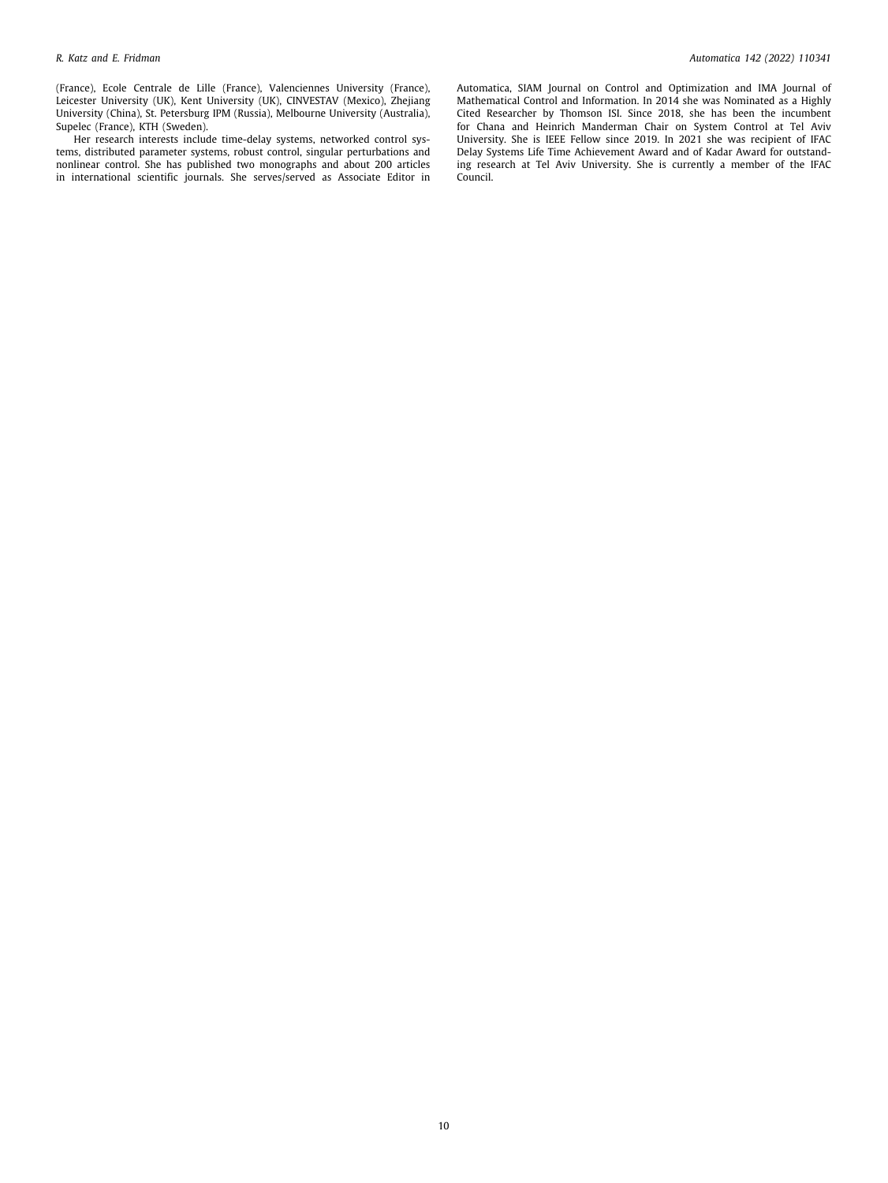(France), Ecole Centrale de Lille (France), Valenciennes University (France), Leicester University (UK), Kent University (UK), CINVESTAV (Mexico), Zhejiang University (China), St. Petersburg IPM (Russia), Melbourne University (Australia), Supelec (France), KTH (Sweden).

Her research interests include time-delay systems, networked control systems, distributed parameter systems, robust control, singular perturbations and nonlinear control. She has published two monographs and about 200 articles in international scientific journals. She serves/served as Associate Editor in Automatica, SIAM Journal on Control and Optimization and IMA Journal of Mathematical Control and Information. In 2014 she was Nominated as a Highly Cited Researcher by Thomson ISI. Since 2018, she has been the incumbent for Chana and Heinrich Manderman Chair on System Control at Tel Aviv University. She is IEEE Fellow since 2019. In 2021 she was recipient of IFAC Delay Systems Life Time Achievement Award and of Kadar Award for outstanding research at Tel Aviv University. She is currently a member of the IFAC Council.